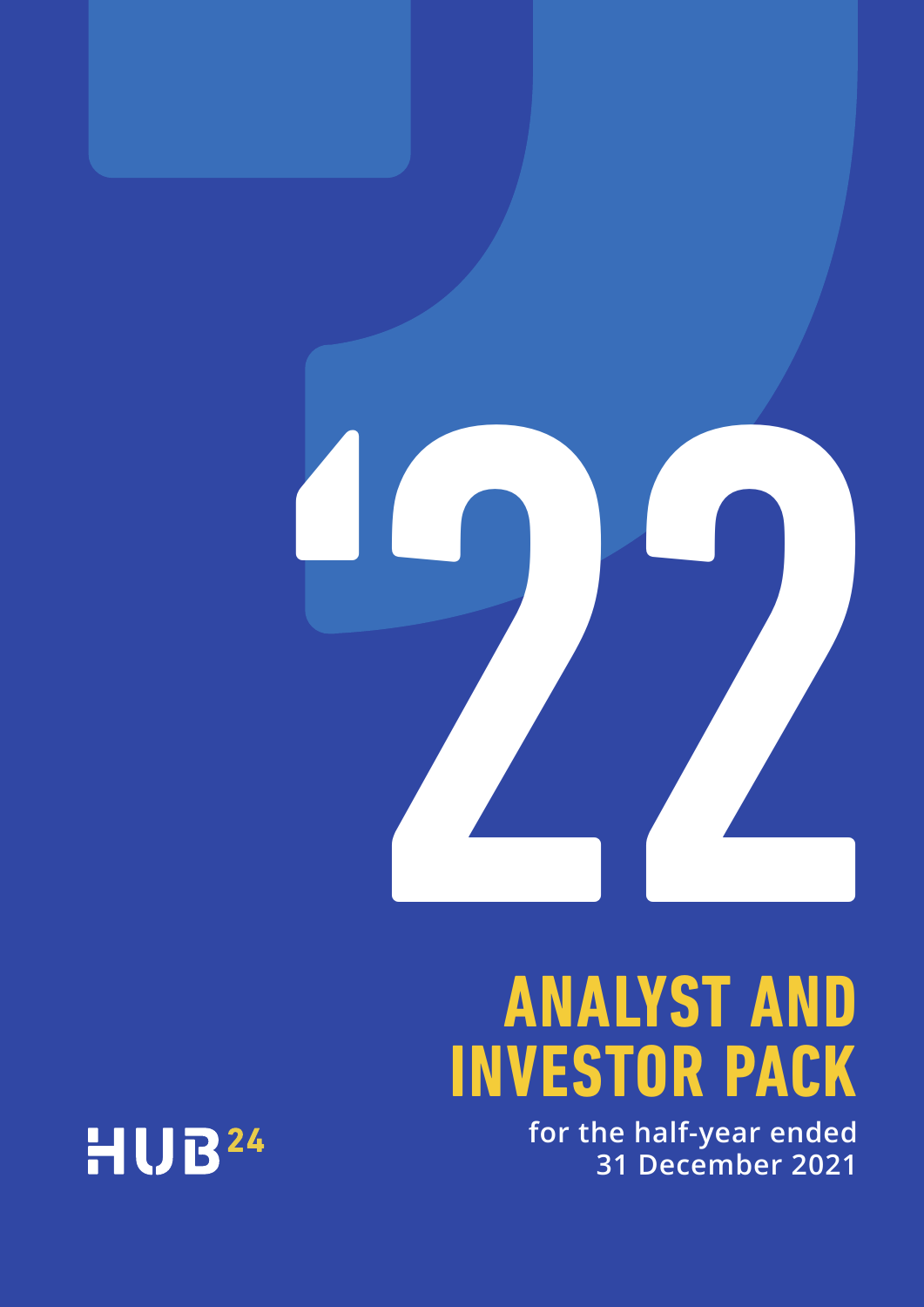'22

# ANALYST AND INVESTOR PACK

**for the half-year ended 31 December 2021**

HUB24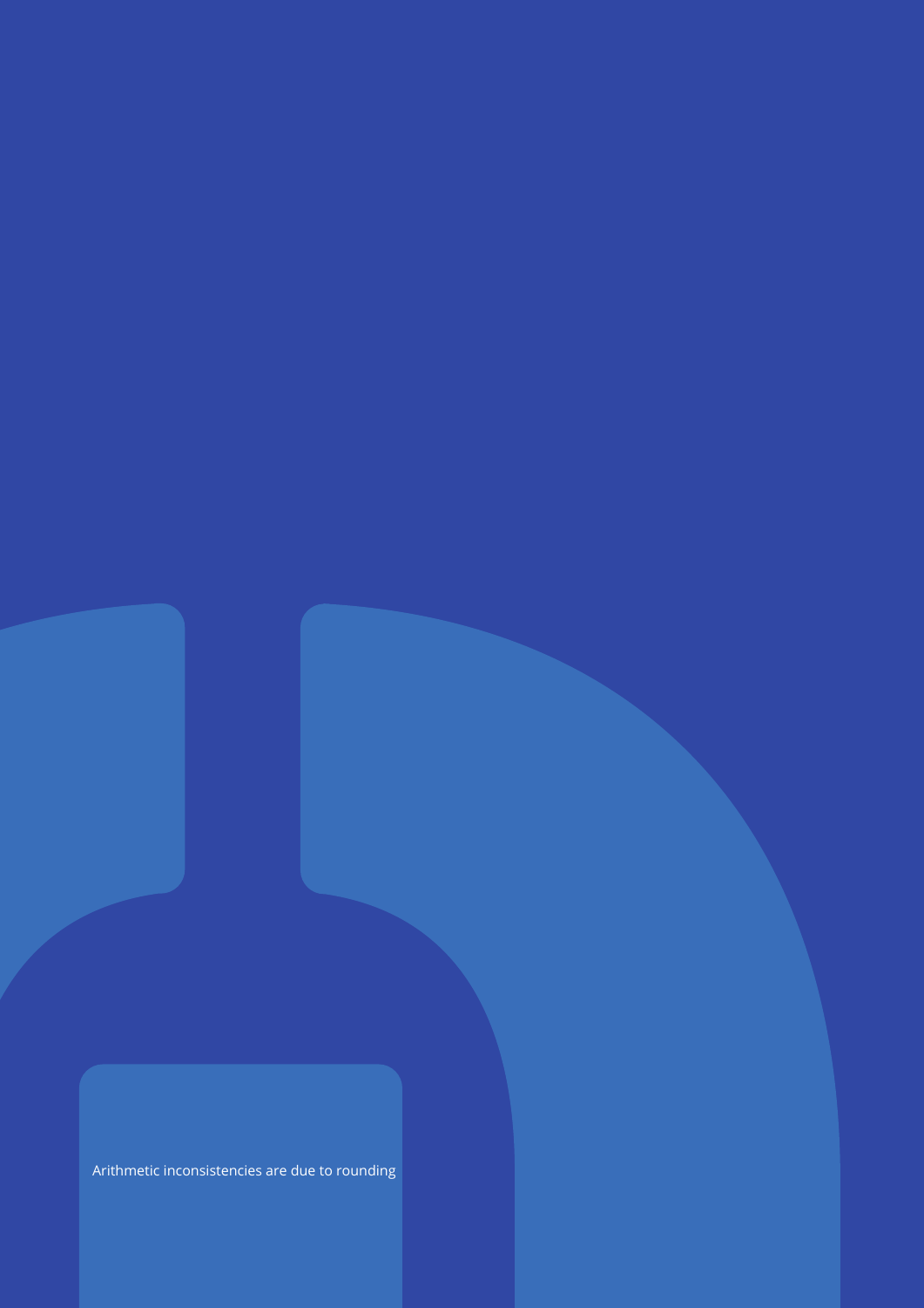Arithmetic inconsistencies are due to rounding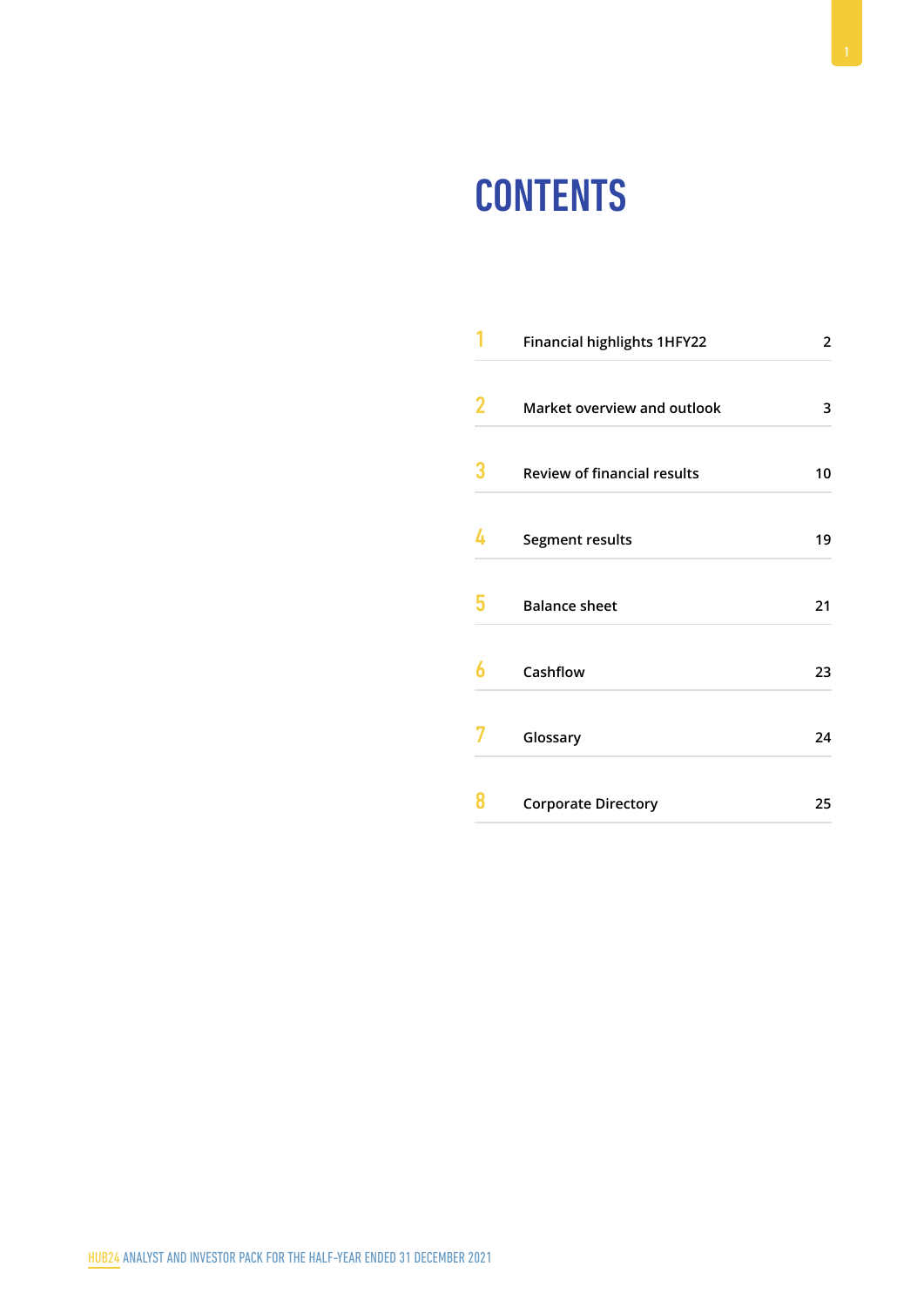# CONTENTS

| | | |
|---|---|---|
| 1 | Financial highlights 1HFY22 | 2 |
| 2 | Market overview and outlook | 3 |
| 3 | Review of financial results | 10 |
| 4 | Segment results | 19 |
| 5 | Balance sheet | 21 |
| 6 | Cashflow | 23 |
| 7 | Glossary | 24 |
| 8 | Corporate Directory | 25 |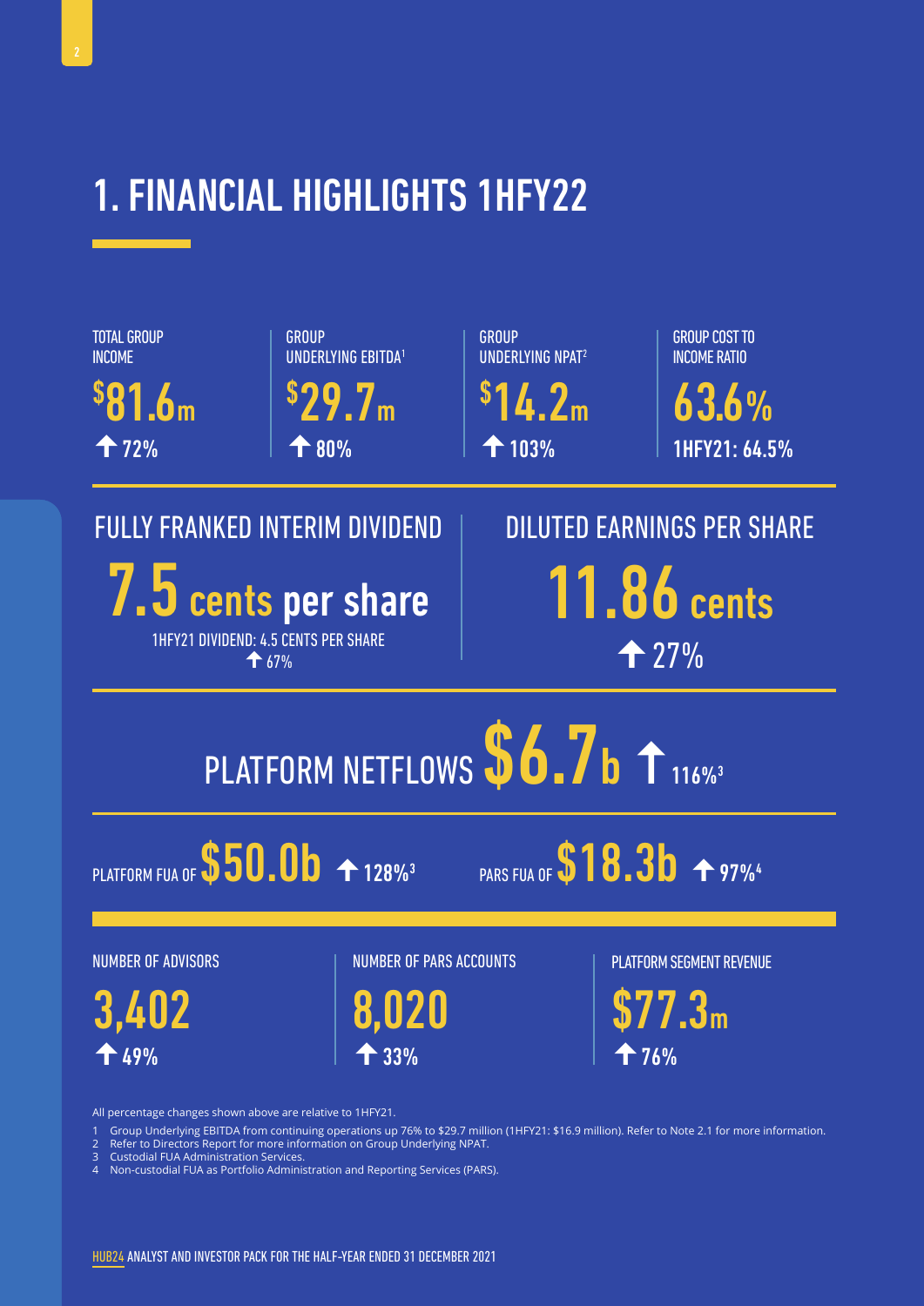# 1. FINANCIAL HIGHLIGHTS 1HFY22

**TOTAL GROUP INCOME**
**$81.6m**
↑ 72%

**GROUP UNDERLYING EBITDA[1]**
**$29.7m**
↑ 80%

**GROUP UNDERLYING NPAT[2]**
**$14.2m**
↑ 103%

**GROUP COST TO INCOME RATIO**
**63.6%**
1HFY21: 64.5%

**FULLY FRANKED INTERIM DIVIDEND**
**7.5 cents per share**
1HFY21 DIVIDEND: 4.5 CENTS PER SHARE
↑ 67%

**DILUTED EARNINGS PER SHARE**
**11.86 cents**
↑ 27%

**PLATFORM NETFLOWS $6.7b** ↑ 116%[3]

**PLATFORM FUA OF $50.0b** ↑ 128%[3]

**PARS FUA OF $18.3b** ↑ 97%[4]

**NUMBER OF ADVISORS**
**3,402**
↑ 49%

**NUMBER OF PARS ACCOUNTS**
**8,020**
↑ 33%

**PLATFORM SEGMENT REVENUE**
**$77.3m**
↑ 76%

All percentage changes shown above are relative to 1HFY21.

1 Group Underlying EBITDA from continuing operations up 76% to $29.7 million (1HFY21: $16.9 million). Refer to Note 2.1 for more information.
2 Refer to Directors Report for more information on Group Underlying NPAT.
3 Custodial FUA Administration Services.
4 Non-custodial FUA as Portfolio Administration and Reporting Services (PARS).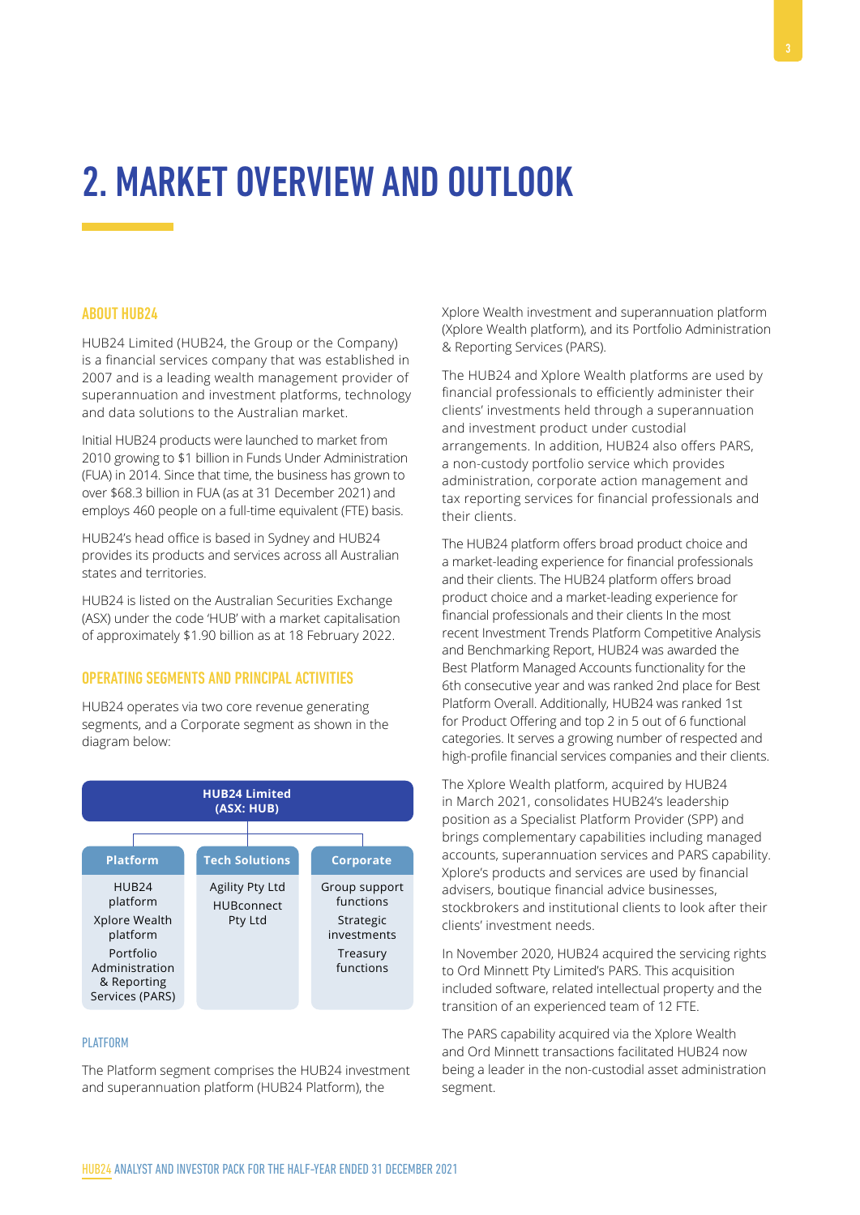# 2. MARKET OVERVIEW AND OUTLOOK

## ABOUT HUB24

HUB24 Limited (HUB24, the Group or the Company) is a financial services company that was established in 2007 and is a leading wealth management provider of superannuation and investment platforms, technology and data solutions to the Australian market.

Initial HUB24 products were launched to market from 2010 growing to $1 billion in Funds Under Administration (FUA) in 2014. Since that time, the business has grown to over $68.3 billion in FUA (as at 31 December 2021) and employs 460 people on a full-time equivalent (FTE) basis.

HUB24's head office is based in Sydney and HUB24 provides its products and services across all Australian states and territories.

HUB24 is listed on the Australian Securities Exchange (ASX) under the code 'HUB' with a market capitalisation of approximately $1.90 billion as at 18 February 2022.

## OPERATING SEGMENTS AND PRINCIPAL ACTIVITIES

HUB24 operates via two core revenue generating segments, and a Corporate segment as shown in the diagram below:

**HUB24 Limited (ASX: HUB)**

| Platform | Tech Solutions | Corporate |
|---|---|---|
| HUB24 platform | Agility Pty Ltd | Group support functions |
| Xplore Wealth platform | HUBconnect Pty Ltd | Strategic investments |
| Portfolio Administration & Reporting Services (PARS) | | Treasury functions |

### PLATFORM

The Platform segment comprises the HUB24 investment and superannuation platform (HUB24 Platform), the Xplore Wealth investment and superannuation platform (Xplore Wealth platform), and its Portfolio Administration & Reporting Services (PARS).

The HUB24 and Xplore Wealth platforms are used by financial professionals to efficiently administer their clients' investments held through a superannuation and investment product under custodial arrangements. In addition, HUB24 also offers PARS, a non-custody portfolio service which provides administration, corporate action management and tax reporting services for financial professionals and their clients.

The HUB24 platform offers broad product choice and a market-leading experience for financial professionals and their clients. The HUB24 platform offers broad product choice and a market-leading experience for financial professionals and their clients In the most recent Investment Trends Platform Competitive Analysis and Benchmarking Report, HUB24 was awarded the Best Platform Managed Accounts functionality for the 6th consecutive year and was ranked 2nd place for Best Platform Overall. Additionally, HUB24 was ranked 1st for Product Offering and top 2 in 5 out of 6 functional categories. It serves a growing number of respected and high-profile financial services companies and their clients.

The Xplore Wealth platform, acquired by HUB24 in March 2021, consolidates HUB24's leadership position as a Specialist Platform Provider (SPP) and brings complementary capabilities including managed accounts, superannuation services and PARS capability. Xplore's products and services are used by financial advisers, boutique financial advice businesses, stockbrokers and institutional clients to look after their clients' investment needs.

In November 2020, HUB24 acquired the servicing rights to Ord Minnett Pty Limited's PARS. This acquisition included software, related intellectual property and the transition of an experienced team of 12 FTE.

The PARS capability acquired via the Xplore Wealth and Ord Minnett transactions facilitated HUB24 now being a leader in the non-custodial asset administration segment.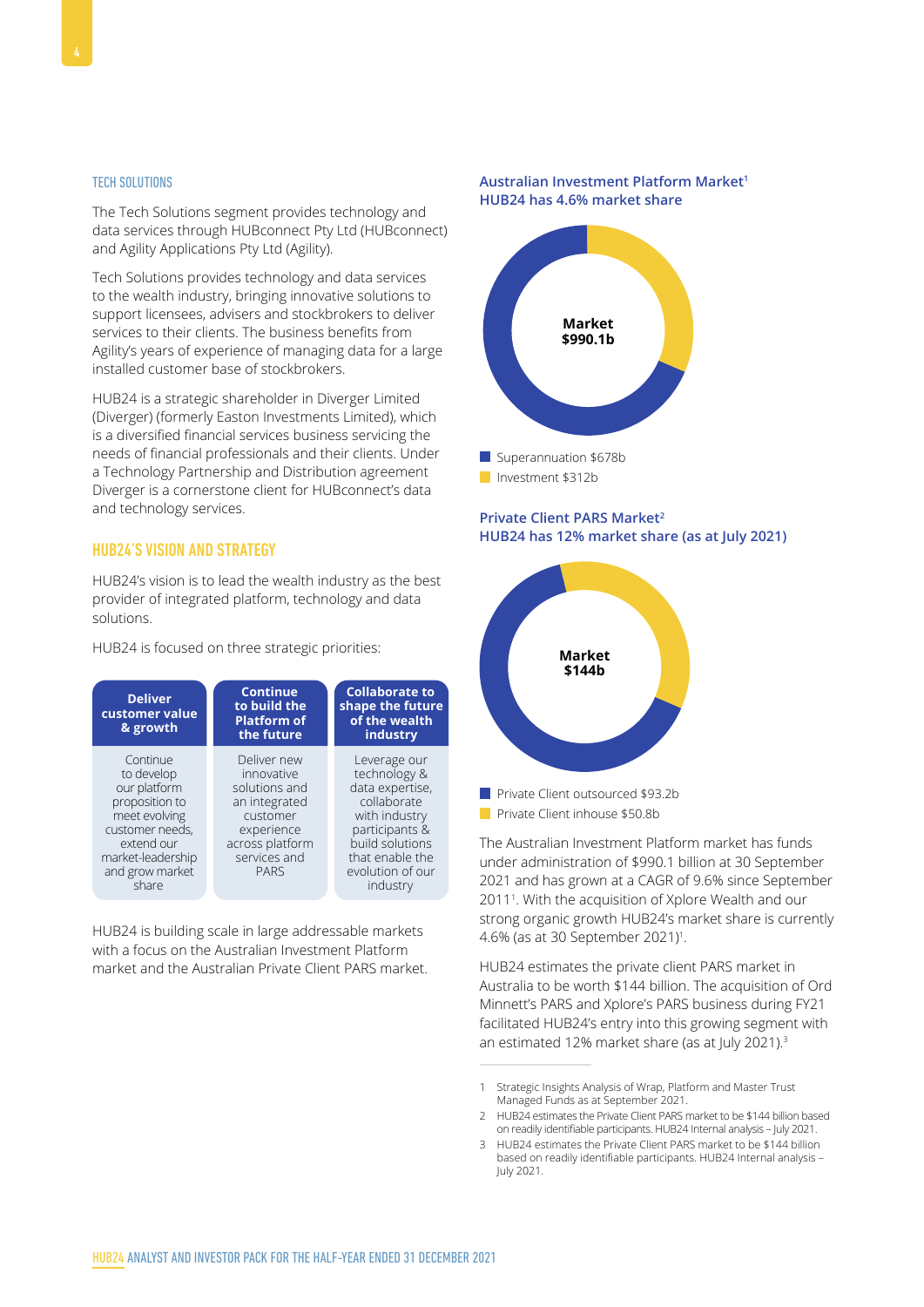## TECH SOLUTIONS

The Tech Solutions segment provides technology and data services through HUBconnect Pty Ltd (HUBconnect) and Agility Applications Pty Ltd (Agility).

Tech Solutions provides technology and data services to the wealth industry, bringing innovative solutions to support licensees, advisers and stockbrokers to deliver services to their clients. The business benefits from Agility's years of experience of managing data for a large installed customer base of stockbrokers.

HUB24 is a strategic shareholder in Diverger Limited (Diverger) (formerly Easton Investments Limited), which is a diversified financial services business servicing the needs of financial professionals and their clients. Under a Technology Partnership and Distribution agreement Diverger is a cornerstone client for HUBconnect's data and technology services.

## HUB24'S VISION AND STRATEGY

HUB24's vision is to lead the wealth industry as the best provider of integrated platform, technology and data solutions.

HUB24 is focused on three strategic priorities:

| Deliver customer value & growth | Continue to build the Platform of the future | Collaborate to shape the future of the wealth industry |
|---|---|---|
| Continue to develop our platform proposition to meet evolving customer needs, extend our market-leadership and grow market share | Deliver new innovative solutions and an integrated customer experience across platform services and PARS | Leverage our technology & data expertise, collaborate with industry participants & build solutions that enable the evolution of our industry |

HUB24 is building scale in large addressable markets with a focus on the Australian Investment Platform market and the Australian Private Client PARS market.

**Australian Investment Platform Market[1]**
**HUB24 has 4.6% market share**

Market $990.1b

- Superannuation $678b
- Investment $312b

**Private Client PARS Market[2]**
**HUB24 has 12% market share (as at July 2021)**

Market $144b

- Private Client outsourced $93.2b
- Private Client inhouse $50.8b

The Australian Investment Platform market has funds under administration of $990.1 billion at 30 September 2021 and has grown at a CAGR of 9.6% since September 2011[1]. With the acquisition of Xplore Wealth and our strong organic growth HUB24's market share is currently 4.6% (as at 30 September 2021)[1].

HUB24 estimates the private client PARS market in Australia to be worth $144 billion. The acquisition of Ord Minnett's PARS and Xplore's PARS business during FY21 facilitated HUB24's entry into this growing segment with an estimated 12% market share (as at July 2021).[3]

1. Strategic Insights Analysis of Wrap, Platform and Master Trust Managed Funds as at September 2021.
2. HUB24 estimates the Private Client PARS market to be $144 billion based on readily identifiable participants. HUB24 Internal analysis – July 2021.
3. HUB24 estimates the Private Client PARS market to be $144 billion based on readily identifiable participants. HUB24 Internal analysis – July 2021.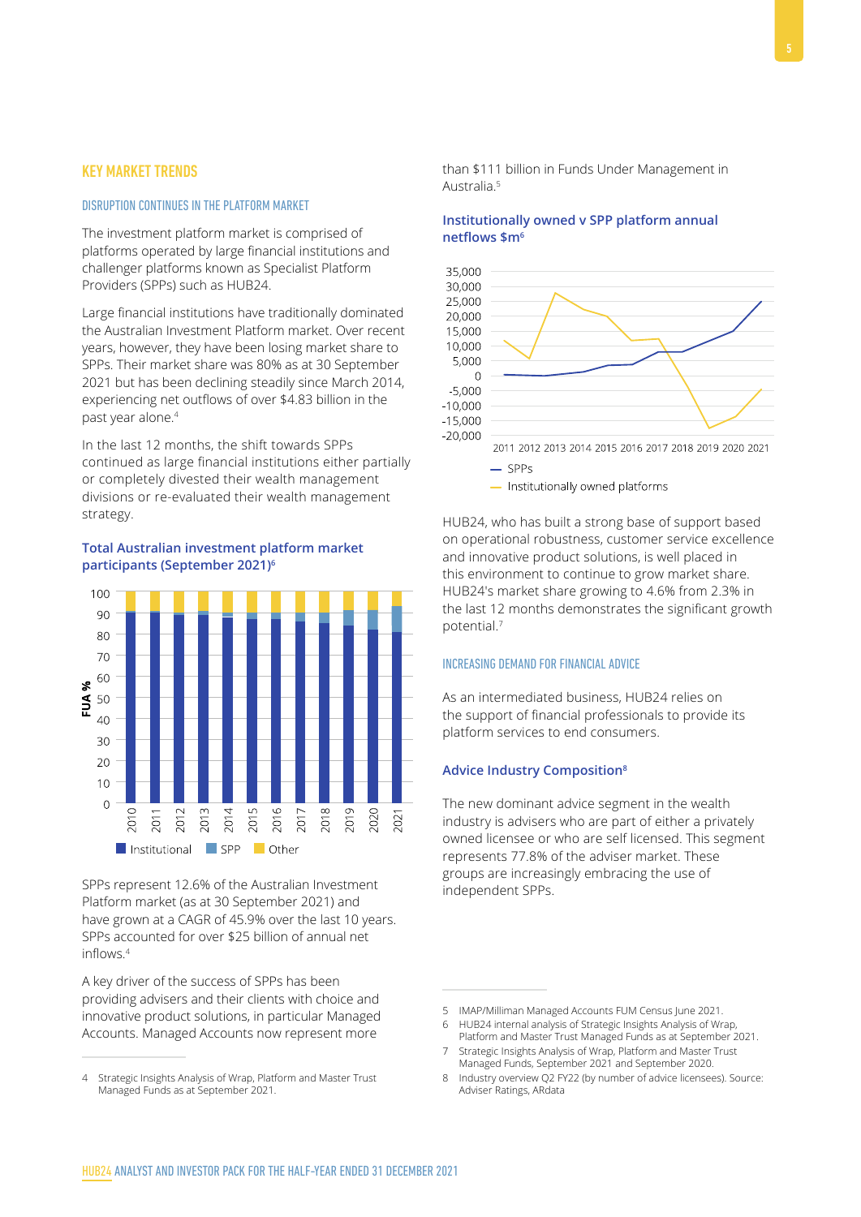## KEY MARKET TRENDS

### DISRUPTION CONTINUES IN THE PLATFORM MARKET

The investment platform market is comprised of platforms operated by large financial institutions and challenger platforms known as Specialist Platform Providers (SPPs) such as HUB24.

Large financial institutions have traditionally dominated the Australian Investment Platform market. Over recent years, however, they have been losing market share to SPPs. Their market share was 80% as at 30 September 2021 but has been declining steadily since March 2014, experiencing net outflows of over $4.83 billion in the past year alone.[4]

In the last 12 months, the shift towards SPPs continued as large financial institutions either partially or completely divested their wealth management divisions or re-evaluated their wealth management strategy.

**Total Australian investment platform market participants (September 2021)[6]**

SPPs represent 12.6% of the Australian Investment Platform market (as at 30 September 2021) and have grown at a CAGR of 45.9% over the last 10 years. SPPs accounted for over $25 billion of annual net inflows.[4]

A key driver of the success of SPPs has been providing advisers and their clients with choice and innovative product solutions, in particular Managed Accounts. Managed Accounts now represent more than $111 billion in Funds Under Management in Australia.[5]

**Institutionally owned v SPP platform annual netflows $m[6]**

HUB24, who has built a strong base of support based on operational robustness, customer service excellence and innovative product solutions, is well placed in this environment to continue to grow market share. HUB24's market share growing to 4.6% from 2.3% in the last 12 months demonstrates the significant growth potential.[7]

### INCREASING DEMAND FOR FINANCIAL ADVICE

As an intermediated business, HUB24 relies on the support of financial professionals to provide its platform services to end consumers.

**Advice Industry Composition[8]**

The new dominant advice segment in the wealth industry is advisers who are part of either a privately owned licensee or who are self licensed. This segment represents 77.8% of the adviser market. These groups are increasingly embracing the use of independent SPPs.

---

4 Strategic Insights Analysis of Wrap, Platform and Master Trust Managed Funds as at September 2021.

5 IMAP/Milliman Managed Accounts FUM Census June 2021.

6 HUB24 internal analysis of Strategic Insights Analysis of Wrap, Platform and Master Trust Managed Funds as at September 2021.

7 Strategic Insights Analysis of Wrap, Platform and Master Trust Managed Funds, September 2021 and September 2020.

8 Industry overview Q2 FY22 (by number of advice licensees). Source: Adviser Ratings, ARdata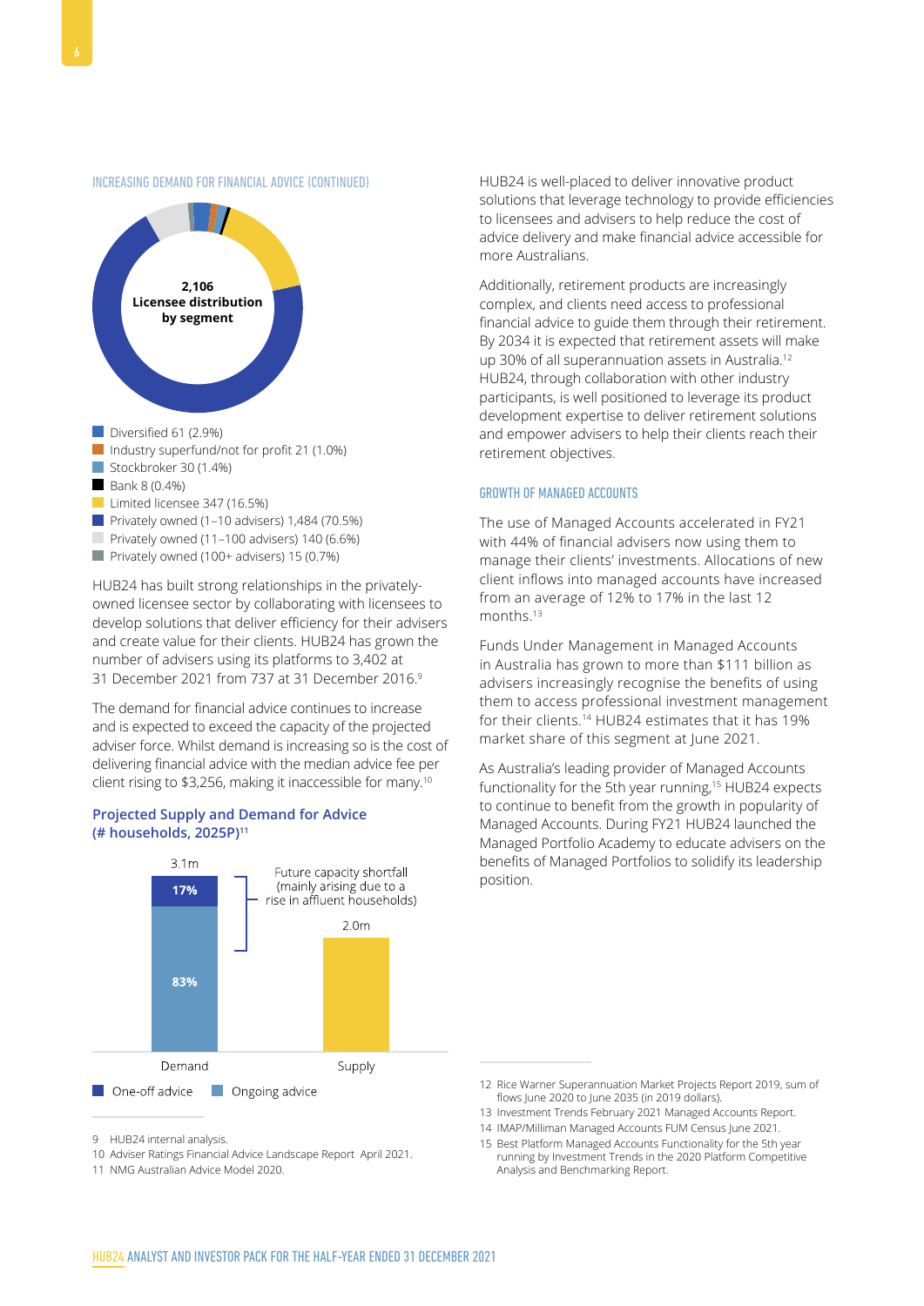## INCREASING DEMAND FOR FINANCIAL ADVICE (CONTINUED)

**2,106 Licensee distribution by segment**

- Diversified 61 (2.9%)
- Industry superfund/not for profit 21 (1.0%)
- Stockbroker 30 (1.4%)
- Bank 8 (0.4%)
- Limited licensee 347 (16.5%)
- Privately owned (1–10 advisers) 1,484 (70.5%)
- Privately owned (11–100 advisers) 140 (6.6%)
- Privately owned (100+ advisers) 15 (0.7%)

HUB24 has built strong relationships in the privately-owned licensee sector by collaborating with licensees to develop solutions that deliver efficiency for their advisers and create value for their clients. HUB24 has grown the number of advisers using its platforms to 3,402 at 31 December 2021 from 737 at 31 December 2016.[9]

The demand for financial advice continues to increase and is expected to exceed the capacity of the projected adviser force. Whilst demand is increasing so is the cost of delivering financial advice with the median advice fee per client rising to $3,256, making it inaccessible for many.[10]

### Projected Supply and Demand for Advice (# households, 2025P)[11]

| | Demand | Supply |
|---|---|---|
| Total | 3.1m | 2.0m |
| One-off advice | 17% | |
| Ongoing advice | 83% | |

Future capacity shortfall (mainly arising due to a rise in affluent households)

HUB24 is well-placed to deliver innovative product solutions that leverage technology to provide efficiencies to licensees and advisers to help reduce the cost of advice delivery and make financial advice accessible for more Australians.

Additionally, retirement products are increasingly complex, and clients need access to professional financial advice to guide them through their retirement. By 2034 it is expected that retirement assets will make up 30% of all superannuation assets in Australia.[12] HUB24, through collaboration with other industry participants, is well positioned to leverage its product development expertise to deliver retirement solutions and empower advisers to help their clients reach their retirement objectives.

## GROWTH OF MANAGED ACCOUNTS

The use of Managed Accounts accelerated in FY21 with 44% of financial advisers now using them to manage their clients' investments. Allocations of new client inflows into managed accounts have increased from an average of 12% to 17% in the last 12 months.[13]

Funds Under Management in Managed Accounts in Australia has grown to more than $111 billion as advisers increasingly recognise the benefits of using them to access professional investment management for their clients.[14] HUB24 estimates that it has 19% market share of this segment at June 2021.

As Australia's leading provider of Managed Accounts functionality for the 5th year running,[15] HUB24 expects to continue to benefit from the growth in popularity of Managed Accounts. During FY21 HUB24 launched the Managed Portfolio Academy to educate advisers on the benefits of Managed Portfolios to solidify its leadership position.

---

9 HUB24 internal analysis.
10 Adviser Ratings Financial Advice Landscape Report April 2021.
11 NMG Australian Advice Model 2020.
12 Rice Warner Superannuation Market Projects Report 2019, sum of flows June 2020 to June 2035 (in 2019 dollars).
13 Investment Trends February 2021 Managed Accounts Report.
14 IMAP/Milliman Managed Accounts FUM Census June 2021.
15 Best Platform Managed Accounts Functionality for the 5th year running by Investment Trends in the 2020 Platform Competitive Analysis and Benchmarking Report.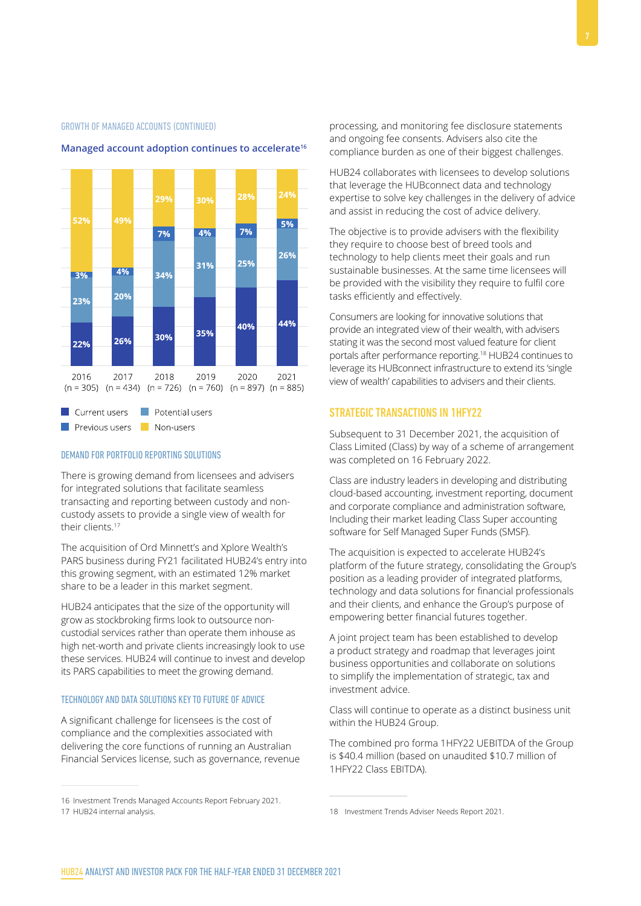GROWTH OF MANAGED ACCOUNTS (CONTINUED)

### Managed account adoption continues to accelerate[16]

| | 2016 (n = 305) | 2017 (n = 434) | 2018 (n = 726) | 2019 (n = 760) | 2020 (n = 897) | 2021 (n = 885) |
|---|---|---|---|---|---|---|
| Non-users | 52% | 49% | 29% | 30% | 28% | 24% |
| Previous users | 3% | 4% | 7% | 4% | 7% | 5% |
| Potential users | 23% | 20% | 34% | 31% | 25% | 26% |
| Current users | 22% | 26% | 30% | 35% | 40% | 44% |

## DEMAND FOR PORTFOLIO REPORTING SOLUTIONS

There is growing demand from licensees and advisers for integrated solutions that facilitate seamless transacting and reporting between custody and non-custody assets to provide a single view of wealth for their clients.[17]

The acquisition of Ord Minnett's and Xplore Wealth's PARS business during FY21 facilitated HUB24's entry into this growing segment, with an estimated 12% market share to be a leader in this market segment.

HUB24 anticipates that the size of the opportunity will grow as stockbroking firms look to outsource non-custodial services rather than operate them inhouse as high net-worth and private clients increasingly look to use these services. HUB24 will continue to invest and develop its PARS capabilities to meet the growing demand.

## TECHNOLOGY AND DATA SOLUTIONS KEY TO FUTURE OF ADVICE

A significant challenge for licensees is the cost of compliance and the complexities associated with delivering the core functions of running an Australian Financial Services license, such as governance, revenue processing, and monitoring fee disclosure statements and ongoing fee consents. Advisers also cite the compliance burden as one of their biggest challenges.

HUB24 collaborates with licensees to develop solutions that leverage the HUBconnect data and technology expertise to solve key challenges in the delivery of advice and assist in reducing the cost of advice delivery.

The objective is to provide advisers with the flexibility they require to choose best of breed tools and technology to help clients meet their goals and run sustainable businesses. At the same time licensees will be provided with the visibility they require to fulfil core tasks efficiently and effectively.

Consumers are looking for innovative solutions that provide an integrated view of their wealth, with advisers stating it was the second most valued feature for client portals after performance reporting.[18] HUB24 continues to leverage its HUBconnect infrastructure to extend its 'single view of wealth' capabilities to advisers and their clients.

## STRATEGIC TRANSACTIONS IN 1HFY22

Subsequent to 31 December 2021, the acquisition of Class Limited (Class) by way of a scheme of arrangement was completed on 16 February 2022.

Class are industry leaders in developing and distributing cloud-based accounting, investment reporting, document and corporate compliance and administration software, Including their market leading Class Super accounting software for Self Managed Super Funds (SMSF).

The acquisition is expected to accelerate HUB24's platform of the future strategy, consolidating the Group's position as a leading provider of integrated platforms, technology and data solutions for financial professionals and their clients, and enhance the Group's purpose of empowering better financial futures together.

A joint project team has been established to develop a product strategy and roadmap that leverages joint business opportunities and collaborate on solutions to simplify the implementation of strategic, tax and investment advice.

Class will continue to operate as a distinct business unit within the HUB24 Group.

The combined pro forma 1HFY22 UEBITDA of the Group is $40.4 million (based on unaudited $10.7 million of 1HFY22 Class EBITDA).

16 Investment Trends Managed Accounts Report February 2021.
17 HUB24 internal analysis.
18 Investment Trends Adviser Needs Report 2021.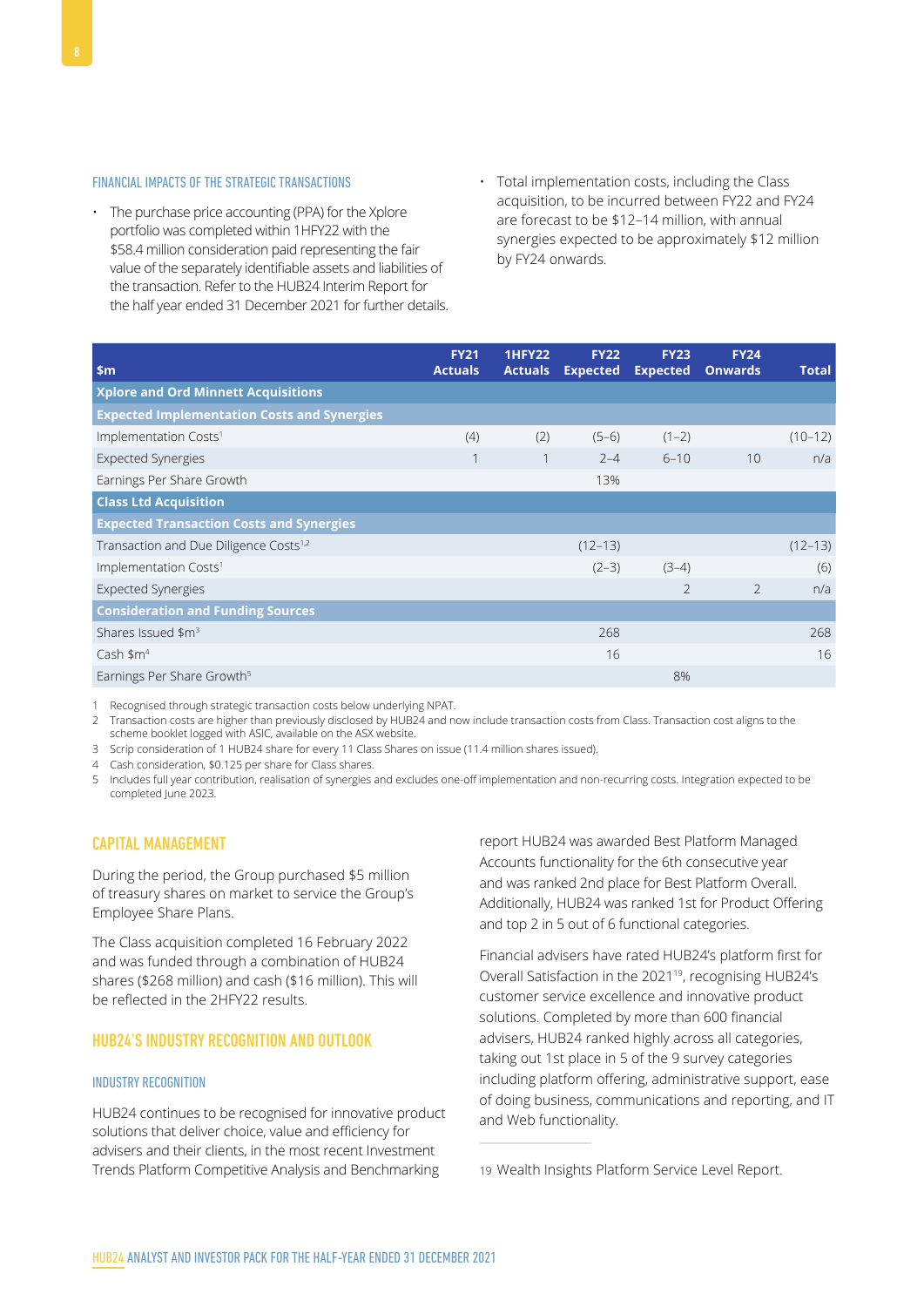### FINANCIAL IMPACTS OF THE STRATEGIC TRANSACTIONS

- The purchase price accounting (PPA) for the Xplore portfolio was completed within 1HFY22 with the $58.4 million consideration paid representing the fair value of the separately identifiable assets and liabilities of the transaction. Refer to the HUB24 Interim Report for the half year ended 31 December 2021 for further details.
- Total implementation costs, including the Class acquisition, to be incurred between FY22 and FY24 are forecast to be $12–14 million, with annual synergies expected to be approximately $12 million by FY24 onwards.

| $m | FY21 Actuals | 1HFY22 Actuals | FY22 Expected | FY23 Expected | FY24 Onwards | Total |
|---|---|---|---|---|---|---|
| **Xplore and Ord Minnett Acquisitions** | | | | | | |
| **Expected Implementation Costs and Synergies** | | | | | | |
| Implementation Costs[1] | (4) | (2) | (5–6) | (1–2) | | (10–12) |
| Expected Synergies | 1 | 1 | 2–4 | 6–10 | 10 | n/a |
| Earnings Per Share Growth | | | 13% | | | |
| **Class Ltd Acquisition** | | | | | | |
| **Expected Transaction Costs and Synergies** | | | | | | |
| Transaction and Due Diligence Costs[1,2] | | | (12–13) | | | (12–13) |
| Implementation Costs[1] | | | (2–3) | (3–4) | | (6) |
| Expected Synergies | | | | 2 | 2 | n/a |
| **Consideration and Funding Sources** | | | | | | |
| Shares Issued $m[3] | | | 268 | | | 268 |
| Cash $m[4] | | | 16 | | | 16 |
| Earnings Per Share Growth[5] | | | | 8% | | |

1 Recognised through strategic transaction costs below underlying NPAT.
2 Transaction costs are higher than previously disclosed by HUB24 and now include transaction costs from Class. Transaction cost aligns to the scheme booklet logged with ASIC, available on the ASX website.
3 Scrip consideration of 1 HUB24 share for every 11 Class Shares on issue (11.4 million shares issued).
4 Cash consideration, $0.125 per share for Class shares.
5 Includes full year contribution, realisation of synergies and excludes one-off implementation and non-recurring costs. Integration expected to be completed June 2023.

## CAPITAL MANAGEMENT

During the period, the Group purchased $5 million of treasury shares on market to service the Group's Employee Share Plans.

The Class acquisition completed 16 February 2022 and was funded through a combination of HUB24 shares ($268 million) and cash ($16 million). This will be reflected in the 2HFY22 results.

## HUB24'S INDUSTRY RECOGNITION AND OUTLOOK

### INDUSTRY RECOGNITION

HUB24 continues to be recognised for innovative product solutions that deliver choice, value and efficiency for advisers and their clients, in the most recent Investment Trends Platform Competitive Analysis and Benchmarking report HUB24 was awarded Best Platform Managed Accounts functionality for the 6th consecutive year and was ranked 2nd place for Best Platform Overall. Additionally, HUB24 was ranked 1st for Product Offering and top 2 in 5 out of 6 functional categories.

Financial advisers have rated HUB24's platform first for Overall Satisfaction in the 2021[19], recognising HUB24's customer service excellence and innovative product solutions. Completed by more than 600 financial advisers, HUB24 ranked highly across all categories, taking out 1st place in 5 of the 9 survey categories including platform offering, administrative support, ease of doing business, communications and reporting, and IT and Web functionality.

19 Wealth Insights Platform Service Level Report.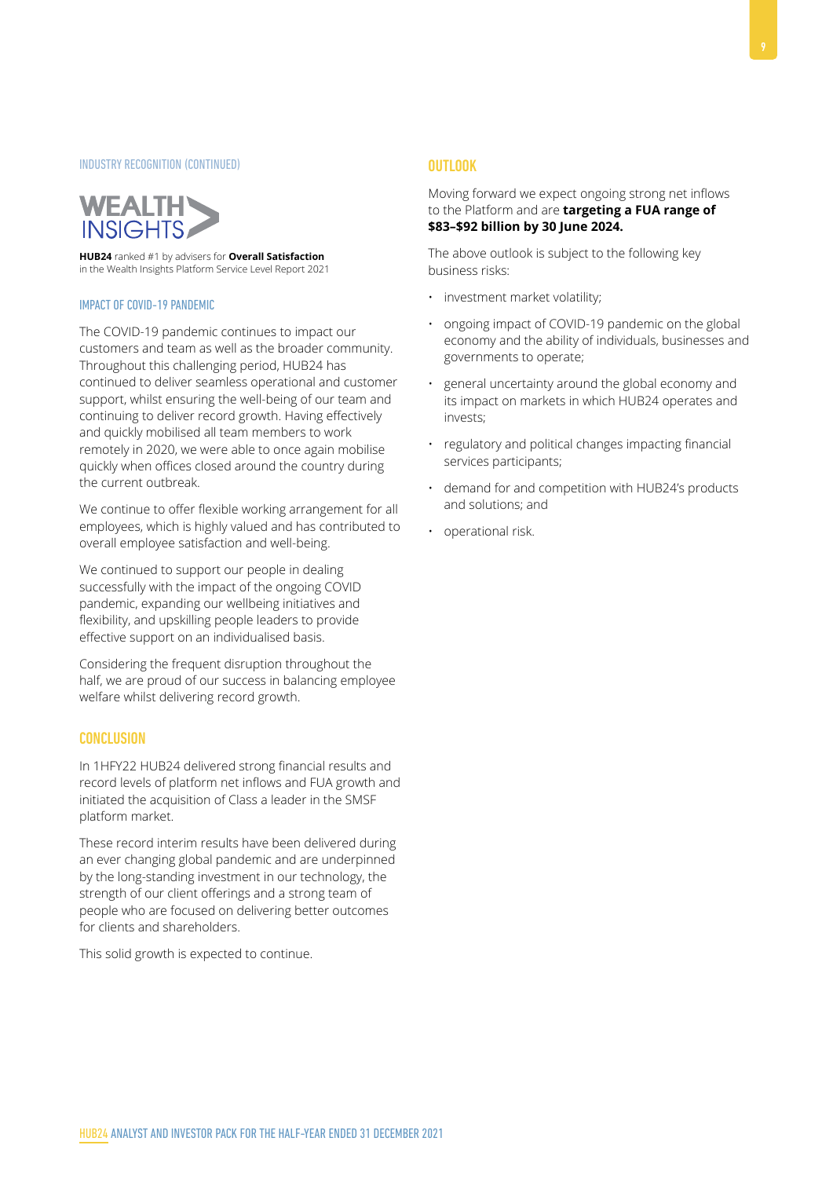#### INDUSTRY RECOGNITION (CONTINUED)

WEALTH INSIGHTS

**HUB24** ranked #1 by advisers for **Overall Satisfaction** in the Wealth Insights Platform Service Level Report 2021

#### IMPACT OF COVID-19 PANDEMIC

The COVID-19 pandemic continues to impact our customers and team as well as the broader community. Throughout this challenging period, HUB24 has continued to deliver seamless operational and customer support, whilst ensuring the well-being of our team and continuing to deliver record growth. Having effectively and quickly mobilised all team members to work remotely in 2020, we were able to once again mobilise quickly when offices closed around the country during the current outbreak.

We continue to offer flexible working arrangement for all employees, which is highly valued and has contributed to overall employee satisfaction and well-being.

We continued to support our people in dealing successfully with the impact of the ongoing COVID pandemic, expanding our wellbeing initiatives and flexibility, and upskilling people leaders to provide effective support on an individualised basis.

Considering the frequent disruption throughout the half, we are proud of our success in balancing employee welfare whilst delivering record growth.

## CONCLUSION

In 1HFY22 HUB24 delivered strong financial results and record levels of platform net inflows and FUA growth and initiated the acquisition of Class a leader in the SMSF platform market.

These record interim results have been delivered during an ever changing global pandemic and are underpinned by the long-standing investment in our technology, the strength of our client offerings and a strong team of people who are focused on delivering better outcomes for clients and shareholders.

This solid growth is expected to continue.

## OUTLOOK

Moving forward we expect ongoing strong net inflows to the Platform and are **targeting a FUA range of $83–$92 billion by 30 June 2024.**

The above outlook is subject to the following key business risks:

- investment market volatility;
- ongoing impact of COVID-19 pandemic on the global economy and the ability of individuals, businesses and governments to operate;
- general uncertainty around the global economy and its impact on markets in which HUB24 operates and invests;
- regulatory and political changes impacting financial services participants;
- demand for and competition with HUB24's products and solutions; and
- operational risk.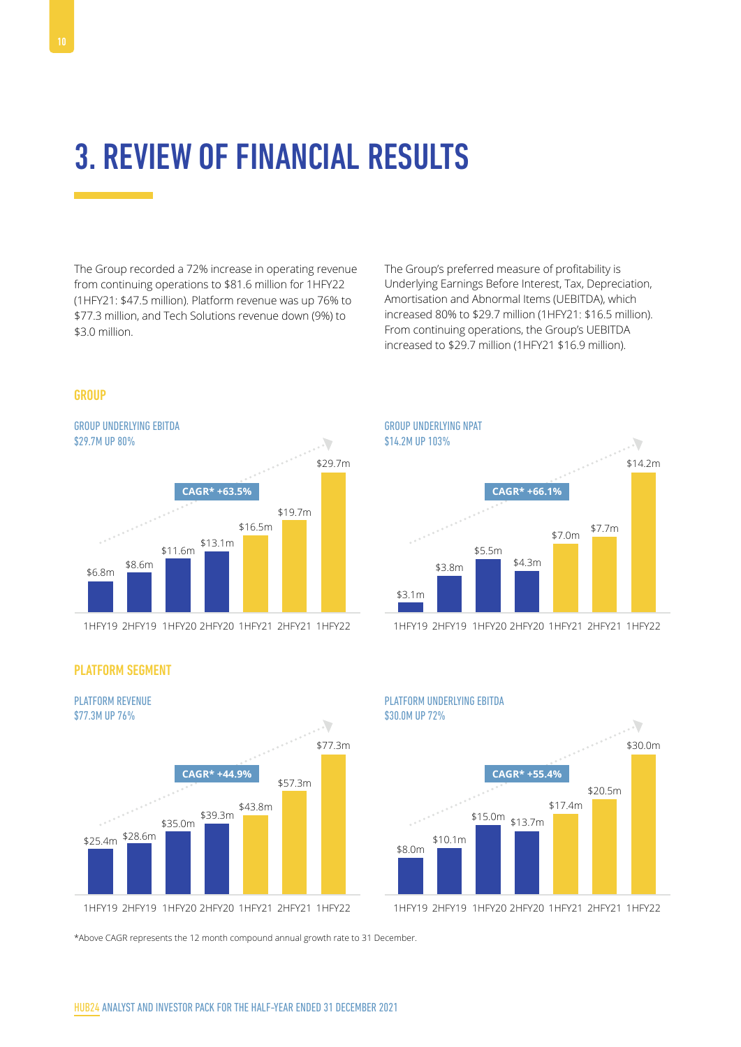# 3. REVIEW OF FINANCIAL RESULTS

The Group recorded a 72% increase in operating revenue from continuing operations to $81.6 million for 1HFY22 (1HFY21: $47.5 million). Platform revenue was up 76% to $77.3 million, and Tech Solutions revenue down (9%) to $3.0 million.

The Group's preferred measure of profitability is Underlying Earnings Before Interest, Tax, Depreciation, Amortisation and Abnormal Items (UEBITDA), which increased 80% to $29.7 million (1HFY21: $16.5 million). From continuing operations, the Group's UEBITDA increased to $29.7 million (1HFY21 $16.9 million).

## GROUP

### GROUP UNDERLYING EBITDA
**$29.7M UP 80%**

CAGR* +63.5%

| 1HFY19 | 2HFY19 | 1HFY20 | 2HFY20 | 1HFY21 | 2HFY21 | 1HFY22 |
|---|---|---|---|---|---|---|
| $6.8m | $8.6m | $11.6m | $13.1m | $16.5m | $19.7m | $29.7m |

### GROUP UNDERLYING NPAT
**$14.2M UP 103%**

CAGR* +66.1%

| 1HFY19 | 2HFY19 | 1HFY20 | 2HFY20 | 1HFY21 | 2HFY21 | 1HFY22 |
|---|---|---|---|---|---|---|
| $3.1m | $3.8m | $5.5m | $4.3m | $7.0m | $7.7m | $14.2m |

## PLATFORM SEGMENT

### PLATFORM REVENUE
**$77.3M UP 76%**

CAGR* +44.9%

| 1HFY19 | 2HFY19 | 1HFY20 | 2HFY20 | 1HFY21 | 2HFY21 | 1HFY22 |
|---|---|---|---|---|---|---|
| $25.4m | $28.6m | $35.0m | $39.3m | $43.8m | $57.3m | $77.3m |

### PLATFORM UNDERLYING EBITDA
**$30.0M UP 72%**

CAGR* +55.4%

| 1HFY19 | 2HFY19 | 1HFY20 | 2HFY20 | 1HFY21 | 2HFY21 | 1HFY22 |
|---|---|---|---|---|---|---|
| $8.0m | $10.1m | $15.0m | $13.7m | $17.4m | $20.5m | $30.0m |

*Above CAGR represents the 12 month compound annual growth rate to 31 December.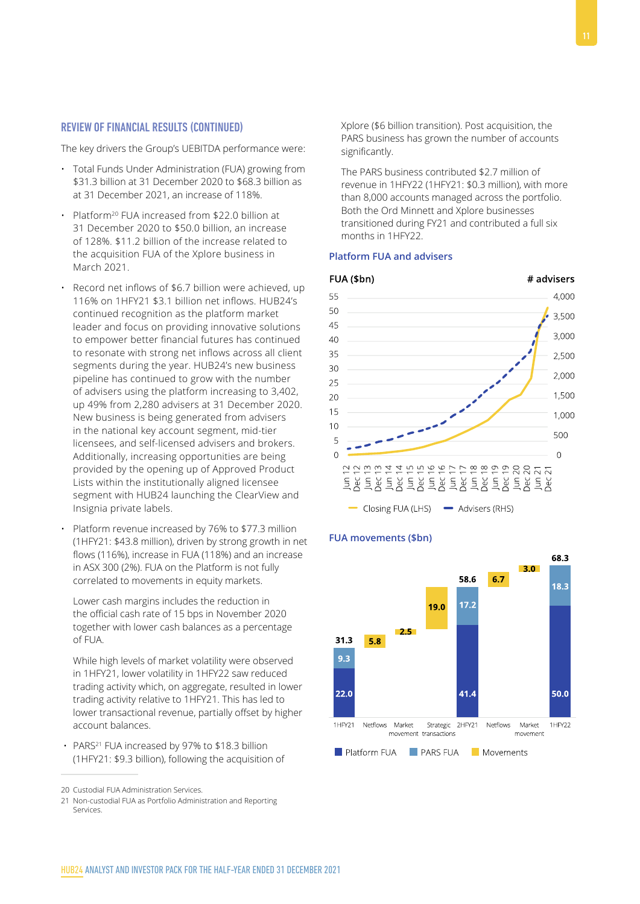## REVIEW OF FINANCIAL RESULTS (CONTINUED)

The key drivers the Group's UEBITDA performance were:

- Total Funds Under Administration (FUA) growing from $31.3 billion at 31 December 2020 to $68.3 billion as at 31 December 2021, an increase of 118%.
- Platform[20] FUA increased from $22.0 billion at 31 December 2020 to $50.0 billion, an increase of 128%. $11.2 billion of the increase related to the acquisition FUA of the Xplore business in March 2021.
- Record net inflows of $6.7 billion were achieved, up 116% on 1HFY21 $3.1 billion net inflows. HUB24's continued recognition as the platform market leader and focus on providing innovative solutions to empower better financial futures has continued to resonate with strong net inflows across all client segments during the year. HUB24's new business pipeline has continued to grow with the number of advisers using the platform increasing to 3,402, up 49% from 2,280 advisers at 31 December 2020. New business is being generated from advisers in the national key account segment, mid-tier licensees, and self-licensed advisers and brokers. Additionally, increasing opportunities are being provided by the opening up of Approved Product Lists within the institutionally aligned licensee segment with HUB24 launching the ClearView and Insignia private labels.
- Platform revenue increased by 76% to $77.3 million (1HFY21: $43.8 million), driven by strong growth in net flows (116%), increase in FUA (118%) and an increase in ASX 300 (2%). FUA on the Platform is not fully correlated to movements in equity markets.

  Lower cash margins includes the reduction in the official cash rate of 15 bps in November 2020 together with lower cash balances as a percentage of FUA.

  While high levels of market volatility were observed in 1HFY21, lower volatility in 1HFY22 saw reduced trading activity which, on aggregate, resulted in lower trading activity relative to 1HFY21. This has led to lower transactional revenue, partially offset by higher account balances.

- PARS[21] FUA increased by 97% to $18.3 billion (1HFY21: $9.3 billion), following the acquisition of Xplore ($6 billion transition). Post acquisition, the PARS business has grown the number of accounts significantly.

  The PARS business contributed $2.7 million of revenue in 1HFY22 (1HFY21: $0.3 million), with more than 8,000 accounts managed across the portfolio. Both the Ord Minnett and Xplore businesses transitioned during FY21 and contributed a full six months in 1HFY22.

### Platform FUA and advisers

FUA ($bn) | # advisers

Jun 12 – Dec 21: Closing FUA (LHS), Advisers (RHS)

### FUA movements ($bn)

| | 1HFY21 | Netflows | Market movement | Strategic transactions | 2HFY21 | Netflows | Market movement | 1HFY22 |
|---|---|---|---|---|---|---|---|---|
| Platform FUA | 22.0 | | | | 41.4 | | | 50.0 |
| PARS FUA | 9.3 | | | | 17.2 | | | 18.3 |
| Movements | | 5.8 | 2.5 | 19.0 | | 6.7 | 3.0 | |
| Total | 31.3 | | | | 58.6 | | | 68.3 |

20 Custodial FUA Administration Services.

21 Non-custodial FUA as Portfolio Administration and Reporting Services.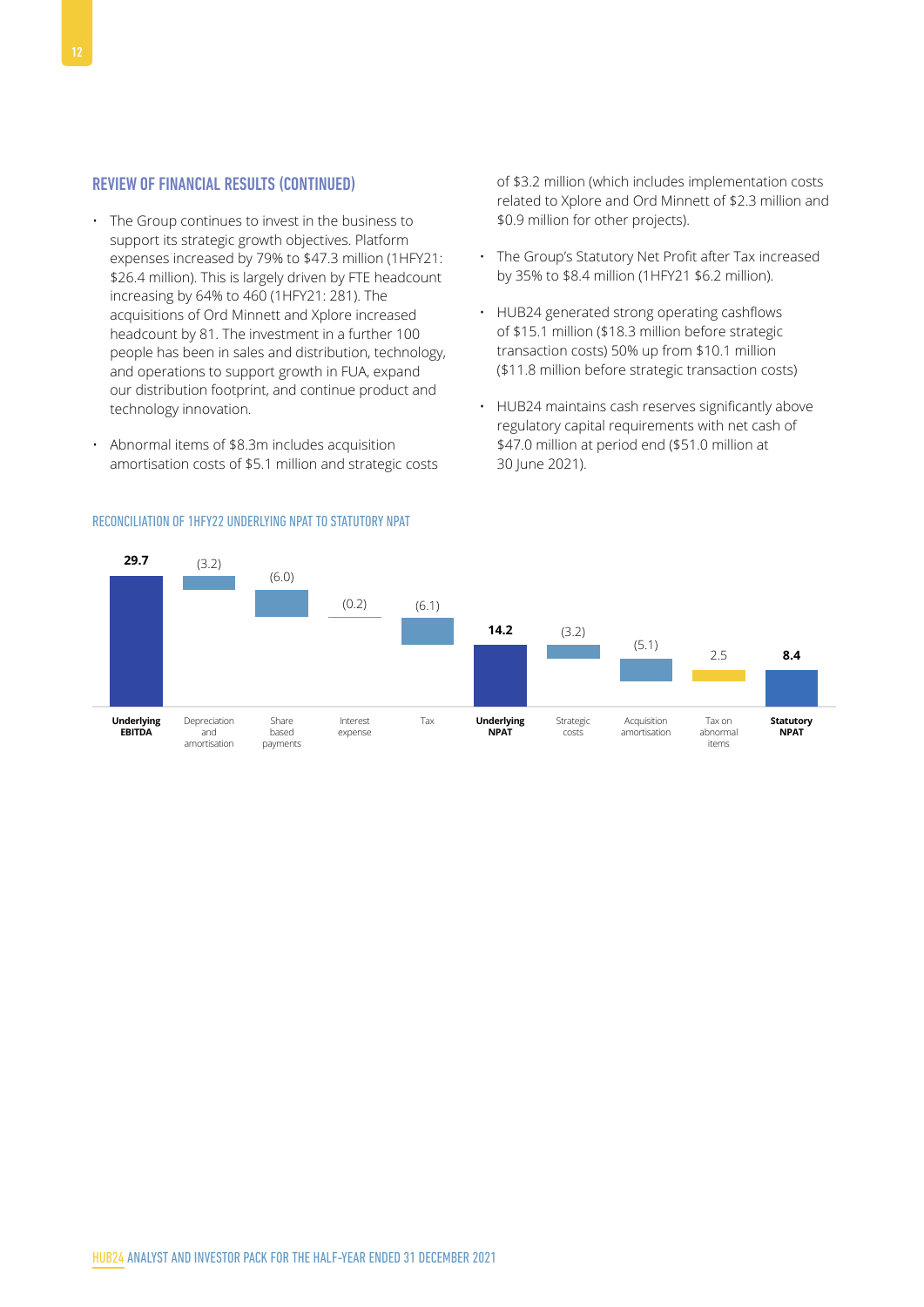## REVIEW OF FINANCIAL RESULTS (CONTINUED)

- The Group continues to invest in the business to support its strategic growth objectives. Platform expenses increased by 79% to $47.3 million (1HFY21: $26.4 million). This is largely driven by FTE headcount increasing by 64% to 460 (1HFY21: 281). The acquisitions of Ord Minnett and Xplore increased headcount by 81. The investment in a further 100 people has been in sales and distribution, technology, and operations to support growth in FUA, expand our distribution footprint, and continue product and technology innovation.
- Abnormal items of $8.3m includes acquisition amortisation costs of $5.1 million and strategic costs of $3.2 million (which includes implementation costs related to Xplore and Ord Minnett of $2.3 million and $0.9 million for other projects).
- The Group's Statutory Net Profit after Tax increased by 35% to $8.4 million (1HFY21 $6.2 million).
- HUB24 generated strong operating cashflows of $15.1 million ($18.3 million before strategic transaction costs) 50% up from $10.1 million ($11.8 million before strategic transaction costs)
- HUB24 maintains cash reserves significantly above regulatory capital requirements with net cash of $47.0 million at period end ($51.0 million at 30 June 2021).

### RECONCILIATION OF 1HFY22 UNDERLYING NPAT TO STATUTORY NPAT

| Underlying EBITDA | Depreciation and amortisation | Share based payments | Interest expense | Tax | Underlying NPAT | Strategic costs | Acquisition amortisation | Tax on abnormal items | Statutory NPAT |
|---|---|---|---|---|---|---|---|---|---|
| **29.7** | (3.2) | (6.0) | (0.2) | (6.1) | **14.2** | (3.2) | (5.1) | 2.5 | **8.4** |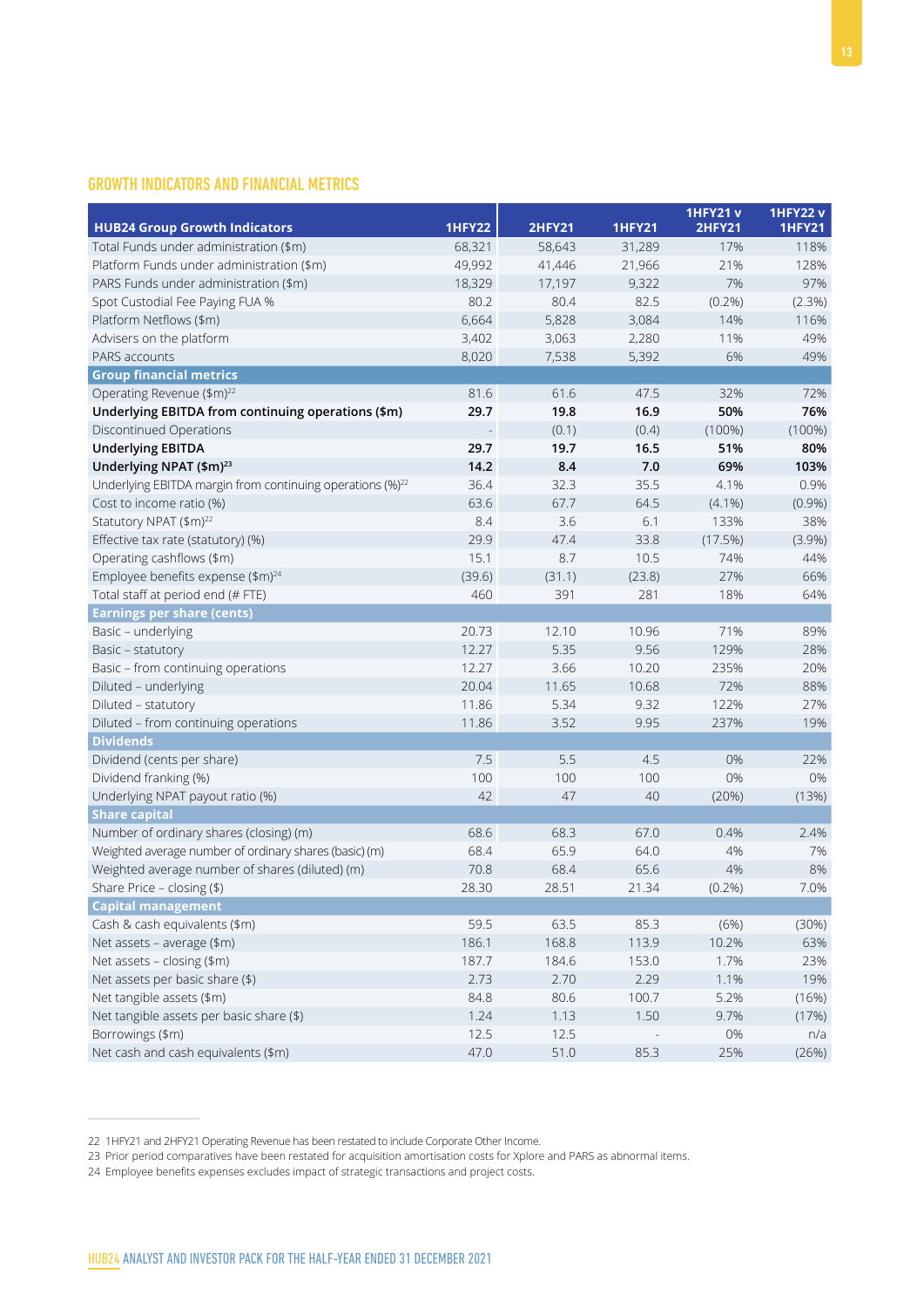## GROWTH INDICATORS AND FINANCIAL METRICS

| HUB24 Group Growth Indicators | 1HFY22 | 2HFY21 | 1HFY21 | 1HFY21 v 2HFY21 | 1HFY22 v 1HFY21 |
|---|---|---|---|---|---|
| Total Funds under administration ($m) | 68,321 | 58,643 | 31,289 | 17% | 118% |
| Platform Funds under administration ($m) | 49,992 | 41,446 | 21,966 | 21% | 128% |
| PARS Funds under administration ($m) | 18,329 | 17,197 | 9,322 | 7% | 97% |
| Spot Custodial Fee Paying FUA % | 80.2 | 80.4 | 82.5 | (0.2%) | (2.3%) |
| Platform Netflows ($m) | 6,664 | 5,828 | 3,084 | 14% | 116% |
| Advisers on the platform | 3,402 | 3,063 | 2,280 | 11% | 49% |
| PARS accounts | 8,020 | 7,538 | 5,392 | 6% | 49% |
| **Group financial metrics** | | | | | |
| Operating Revenue ($m)[22] | 81.6 | 61.6 | 47.5 | 32% | 72% |
| **Underlying EBITDA from continuing operations ($m)** | **29.7** | **19.8** | **16.9** | **50%** | **76%** |
| Discontinued Operations | - | (0.1) | (0.4) | (100%) | (100%) |
| **Underlying EBITDA** | **29.7** | **19.7** | **16.5** | **51%** | **80%** |
| **Underlying NPAT ($m)[23]** | **14.2** | **8.4** | **7.0** | **69%** | **103%** |
| Underlying EBITDA margin from continuing operations (%)[22] | 36.4 | 32.3 | 35.5 | 4.1% | 0.9% |
| Cost to income ratio (%) | 63.6 | 67.7 | 64.5 | (4.1%) | (0.9%) |
| Statutory NPAT ($m)[22] | 8.4 | 3.6 | 6.1 | 133% | 38% |
| Effective tax rate (statutory) (%) | 29.9 | 47.4 | 33.8 | (17.5%) | (3.9%) |
| Operating cashflows ($m) | 15.1 | 8.7 | 10.5 | 74% | 44% |
| Employee benefits expense ($m)[24] | (39.6) | (31.1) | (23.8) | 27% | 66% |
| Total staff at period end (# FTE) | 460 | 391 | 281 | 18% | 64% |
| **Earnings per share (cents)** | | | | | |
| Basic – underlying | 20.73 | 12.10 | 10.96 | 71% | 89% |
| Basic – statutory | 12.27 | 5.35 | 9.56 | 129% | 28% |
| Basic – from continuing operations | 12.27 | 3.66 | 10.20 | 235% | 20% |
| Diluted – underlying | 20.04 | 11.65 | 10.68 | 72% | 88% |
| Diluted – statutory | 11.86 | 5.34 | 9.32 | 122% | 27% |
| Diluted – from continuing operations | 11.86 | 3.52 | 9.95 | 237% | 19% |
| **Dividends** | | | | | |
| Dividend (cents per share) | 7.5 | 5.5 | 4.5 | 0% | 22% |
| Dividend franking (%) | 100 | 100 | 100 | 0% | 0% |
| Underlying NPAT payout ratio (%) | 42 | 47 | 40 | (20%) | (13%) |
| **Share capital** | | | | | |
| Number of ordinary shares (closing) (m) | 68.6 | 68.3 | 67.0 | 0.4% | 2.4% |
| Weighted average number of ordinary shares (basic) (m) | 68.4 | 65.9 | 64.0 | 4% | 7% |
| Weighted average number of shares (diluted) (m) | 70.8 | 68.4 | 65.6 | 4% | 8% |
| Share Price – closing ($) | 28.30 | 28.51 | 21.34 | (0.2%) | 7.0% |
| **Capital management** | | | | | |
| Cash & cash equivalents ($m) | 59.5 | 63.5 | 85.3 | (6%) | (30%) |
| Net assets – average ($m) | 186.1 | 168.8 | 113.9 | 10.2% | 63% |
| Net assets – closing ($m) | 187.7 | 184.6 | 153.0 | 1.7% | 23% |
| Net assets per basic share ($) | 2.73 | 2.70 | 2.29 | 1.1% | 19% |
| Net tangible assets ($m) | 84.8 | 80.6 | 100.7 | 5.2% | (16%) |
| Net tangible assets per basic share ($) | 1.24 | 1.13 | 1.50 | 9.7% | (17%) |
| Borrowings ($m) | 12.5 | 12.5 | - | 0% | n/a |
| Net cash and cash equivalents ($m) | 47.0 | 51.0 | 85.3 | 25% | (26%) |

22 1HFY21 and 2HFY21 Operating Revenue has been restated to include Corporate Other Income.

23 Prior period comparatives have been restated for acquisition amortisation costs for Xplore and PARS as abnormal items.

24 Employee benefits expenses excludes impact of strategic transactions and project costs.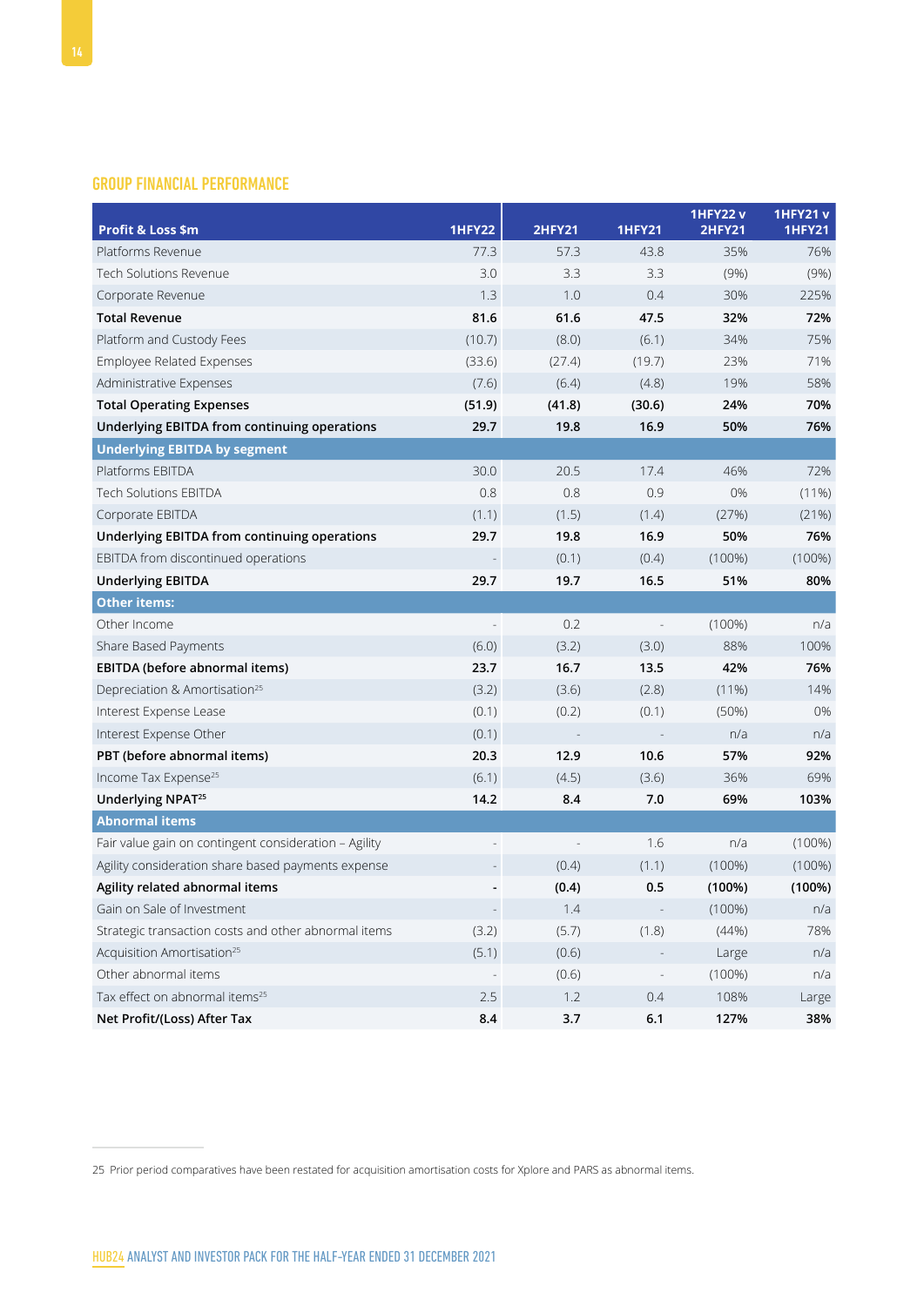## GROUP FINANCIAL PERFORMANCE

| Profit & Loss $m | 1HFY22 | 2HFY21 | 1HFY21 | 1HFY22 v 2HFY21 | 1HFY21 v 1HFY21 |
|---|---|---|---|---|---|
| Platforms Revenue | 77.3 | 57.3 | 43.8 | 35% | 76% |
| Tech Solutions Revenue | 3.0 | 3.3 | 3.3 | (9%) | (9%) |
| Corporate Revenue | 1.3 | 1.0 | 0.4 | 30% | 225% |
| **Total Revenue** | **81.6** | **61.6** | **47.5** | **32%** | **72%** |
| Platform and Custody Fees | (10.7) | (8.0) | (6.1) | 34% | 75% |
| Employee Related Expenses | (33.6) | (27.4) | (19.7) | 23% | 71% |
| Administrative Expenses | (7.6) | (6.4) | (4.8) | 19% | 58% |
| **Total Operating Expenses** | **(51.9)** | **(41.8)** | **(30.6)** | **24%** | **70%** |
| **Underlying EBITDA from continuing operations** | **29.7** | **19.8** | **16.9** | **50%** | **76%** |
| **Underlying EBITDA by segment** | | | | | |
| Platforms EBITDA | 30.0 | 20.5 | 17.4 | 46% | 72% |
| Tech Solutions EBITDA | 0.8 | 0.8 | 0.9 | 0% | (11%) |
| Corporate EBITDA | (1.1) | (1.5) | (1.4) | (27%) | (21%) |
| **Underlying EBITDA from continuing operations** | **29.7** | **19.8** | **16.9** | **50%** | **76%** |
| EBITDA from discontinued operations | - | (0.1) | (0.4) | (100%) | (100%) |
| **Underlying EBITDA** | **29.7** | **19.7** | **16.5** | **51%** | **80%** |
| **Other items:** | | | | | |
| Other Income | - | 0.2 | - | (100%) | n/a |
| Share Based Payments | (6.0) | (3.2) | (3.0) | 88% | 100% |
| **EBITDA (before abnormal items)** | **23.7** | **16.7** | **13.5** | **42%** | **76%** |
| Depreciation & Amortisation[25] | (3.2) | (3.6) | (2.8) | (11%) | 14% |
| Interest Expense Lease | (0.1) | (0.2) | (0.1) | (50%) | 0% |
| Interest Expense Other | (0.1) | - | - | n/a | n/a |
| **PBT (before abnormal items)** | **20.3** | **12.9** | **10.6** | **57%** | **92%** |
| Income Tax Expense[25] | (6.1) | (4.5) | (3.6) | 36% | 69% |
| **Underlying NPAT[25]** | **14.2** | **8.4** | **7.0** | **69%** | **103%** |
| **Abnormal items** | | | | | |
| Fair value gain on contingent consideration – Agility | - | - | 1.6 | n/a | (100%) |
| Agility consideration share based payments expense | - | (0.4) | (1.1) | (100%) | (100%) |
| **Agility related abnormal items** | **-** | **(0.4)** | **0.5** | **(100%)** | **(100%)** |
| Gain on Sale of Investment | - | 1.4 | - | (100%) | n/a |
| Strategic transaction costs and other abnormal items | (3.2) | (5.7) | (1.8) | (44%) | 78% |
| Acquisition Amortisation[25] | (5.1) | (0.6) | - | Large | n/a |
| Other abnormal items | - | (0.6) | - | (100%) | n/a |
| Tax effect on abnormal items[25] | 2.5 | 1.2 | 0.4 | 108% | Large |
| **Net Profit/(Loss) After Tax** | **8.4** | **3.7** | **6.1** | **127%** | **38%** |

25 Prior period comparatives have been restated for acquisition amortisation costs for Xplore and PARS as abnormal items.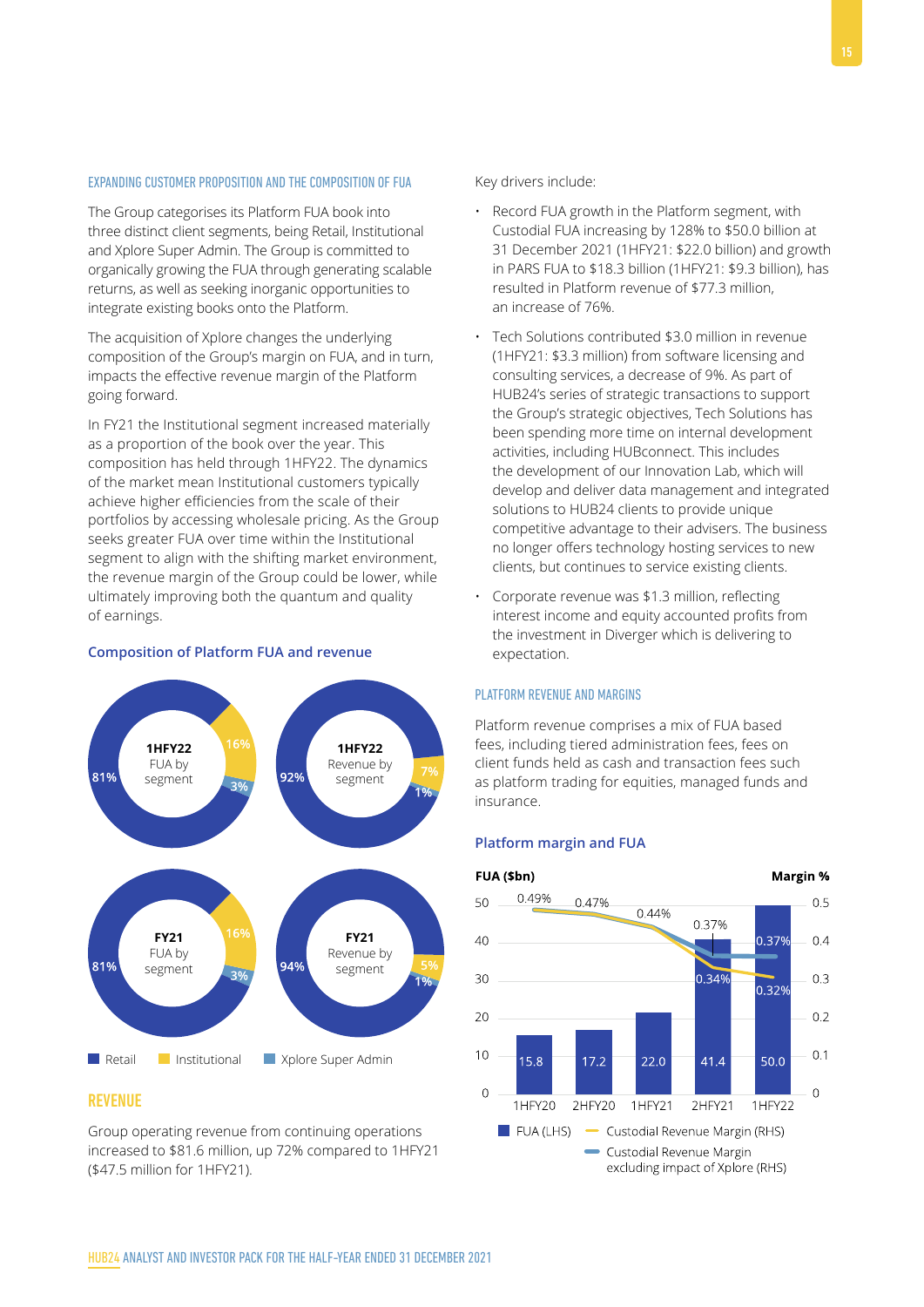### EXPANDING CUSTOMER PROPOSITION AND THE COMPOSITION OF FUA

The Group categorises its Platform FUA book into three distinct client segments, being Retail, Institutional and Xplore Super Admin. The Group is committed to organically growing the FUA through generating scalable returns, as well as seeking inorganic opportunities to integrate existing books onto the Platform.

The acquisition of Xplore changes the underlying composition of the Group's margin on FUA, and in turn, impacts the effective revenue margin of the Platform going forward.

In FY21 the Institutional segment increased materially as a proportion of the book over the year. This composition has held through 1HFY22. The dynamics of the market mean Institutional customers typically achieve higher efficiencies from the scale of their portfolios by accessing wholesale pricing. As the Group seeks greater FUA over time within the Institutional segment to align with the shifting market environment, the revenue margin of the Group could be lower, while ultimately improving both the quantum and quality of earnings.

**Composition of Platform FUA and revenue**

| | Retail | Institutional | Xplore Super Admin |
|---|---|---|---|
| 1HFY22 FUA by segment | 81% | 16% | 3% |
| 1HFY22 Revenue by segment | 92% | 7% | 1% |
| FY21 FUA by segment | 81% | 16% | 3% |
| FY21 Revenue by segment | 94% | 5% | 1% |

## REVENUE

Group operating revenue from continuing operations increased to $81.6 million, up 72% compared to 1HFY21 ($47.5 million for 1HFY21).

Key drivers include:

- Record FUA growth in the Platform segment, with Custodial FUA increasing by 128% to $50.0 billion at 31 December 2021 (1HFY21: $22.0 billion) and growth in PARS FUA to $18.3 billion (1HFY21: $9.3 billion), has resulted in Platform revenue of $77.3 million, an increase of 76%.
- Tech Solutions contributed $3.0 million in revenue (1HFY21: $3.3 million) from software licensing and consulting services, a decrease of 9%. As part of HUB24's series of strategic transactions to support the Group's strategic objectives, Tech Solutions has been spending more time on internal development activities, including HUBconnect. This includes the development of our Innovation Lab, which will develop and deliver data management and integrated solutions to HUB24 clients to provide unique competitive advantage to their advisers. The business no longer offers technology hosting services to new clients, but continues to service existing clients.
- Corporate revenue was $1.3 million, reflecting interest income and equity accounted profits from the investment in Diverger which is delivering to expectation.

### PLATFORM REVENUE AND MARGINS

Platform revenue comprises a mix of FUA based fees, including tiered administration fees, fees on client funds held as cash and transaction fees such as platform trading for equities, managed funds and insurance.

**Platform margin and FUA**

| | 1HFY20 | 2HFY20 | 1HFY21 | 2HFY21 | 1HFY22 |
|---|---|---|---|---|---|
| FUA ($bn) (LHS) | 15.8 | 17.2 | 22.0 | 41.4 | 50.0 |
| Custodial Revenue Margin (RHS) | 0.49% | 0.47% | 0.44% | 0.34% | 0.32% |
| Custodial Revenue Margin excluding impact of Xplore (RHS) | | | | 0.37% | 0.37% |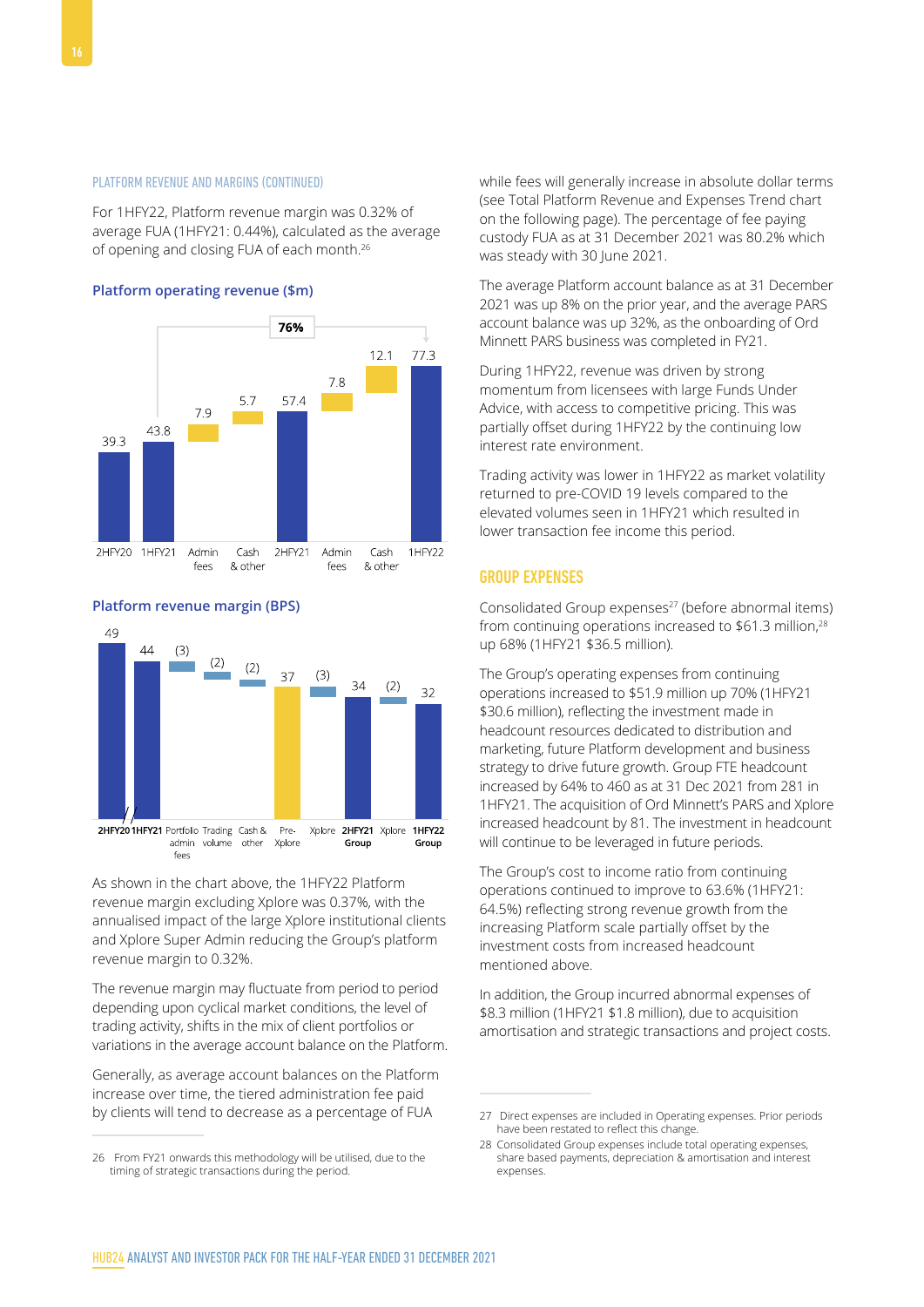PLATFORM REVENUE AND MARGINS (CONTINUED)

For 1HFY22, Platform revenue margin was 0.32% of average FUA (1HFY21: 0.44%), calculated as the average of opening and closing FUA of each month.[26]

### Platform operating revenue ($m)

| 2HFY20 | 1HFY21 | Admin fees | Cash & other | 2HFY21 | Admin fees | Cash & other | 1HFY22 |
|---|---|---|---|---|---|---|---|
| 39.3 | 43.8 | 7.9 | 5.7 | 57.4 | 7.8 | 12.1 | 77.3 |

76%

### Platform revenue margin (BPS)

| 2HFY20 | 1HFY21 | Portfolio admin fees | Trading volume | Cash & other | Pre-Xplore | Xplore | 2HFY21 Group | Xplore | 1HFY22 Group |
|---|---|---|---|---|---|---|---|---|---|
| 49 | 44 | (3) | (2) | (2) | 37 | (3) | 34 | (2) | 32 |

As shown in the chart above, the 1HFY22 Platform revenue margin excluding Xplore was 0.37%, with the annualised impact of the large Xplore institutional clients and Xplore Super Admin reducing the Group's platform revenue margin to 0.32%.

The revenue margin may fluctuate from period to period depending upon cyclical market conditions, the level of trading activity, shifts in the mix of client portfolios or variations in the average account balance on the Platform.

Generally, as average account balances on the Platform increase over time, the tiered administration fee paid by clients will tend to decrease as a percentage of FUA while fees will generally increase in absolute dollar terms (see Total Platform Revenue and Expenses Trend chart on the following page). The percentage of fee paying custody FUA as at 31 December 2021 was 80.2% which was steady with 30 June 2021.

The average Platform account balance as at 31 December 2021 was up 8% on the prior year, and the average PARS account balance was up 32%, as the onboarding of Ord Minnett PARS business was completed in FY21.

During 1HFY22, revenue was driven by strong momentum from licensees with large Funds Under Advice, with access to competitive pricing. This was partially offset during 1HFY22 by the continuing low interest rate environment.

Trading activity was lower in 1HFY22 as market volatility returned to pre-COVID 19 levels compared to the elevated volumes seen in 1HFY21 which resulted in lower transaction fee income this period.

## GROUP EXPENSES

Consolidated Group expenses[27] (before abnormal items) from continuing operations increased to $61.3 million,[28] up 68% (1HFY21 $36.5 million).

The Group's operating expenses from continuing operations increased to $51.9 million up 70% (1HFY21 $30.6 million), reflecting the investment made in headcount resources dedicated to distribution and marketing, future Platform development and business strategy to drive future growth. Group FTE headcount increased by 64% to 460 as at 31 Dec 2021 from 281 in 1HFY21. The acquisition of Ord Minnett's PARS and Xplore increased headcount by 81. The investment in headcount will continue to be leveraged in future periods.

The Group's cost to income ratio from continuing operations continued to improve to 63.6% (1HFY21: 64.5%) reflecting strong revenue growth from the increasing Platform scale partially offset by the investment costs from increased headcount mentioned above.

In addition, the Group incurred abnormal expenses of $8.3 million (1HFY21 $1.8 million), due to acquisition amortisation and strategic transactions and project costs.

---

26 From FY21 onwards this methodology will be utilised, due to the timing of strategic transactions during the period.

27 Direct expenses are included in Operating expenses. Prior periods have been restated to reflect this change.

28 Consolidated Group expenses include total operating expenses, share based payments, depreciation & amortisation and interest expenses.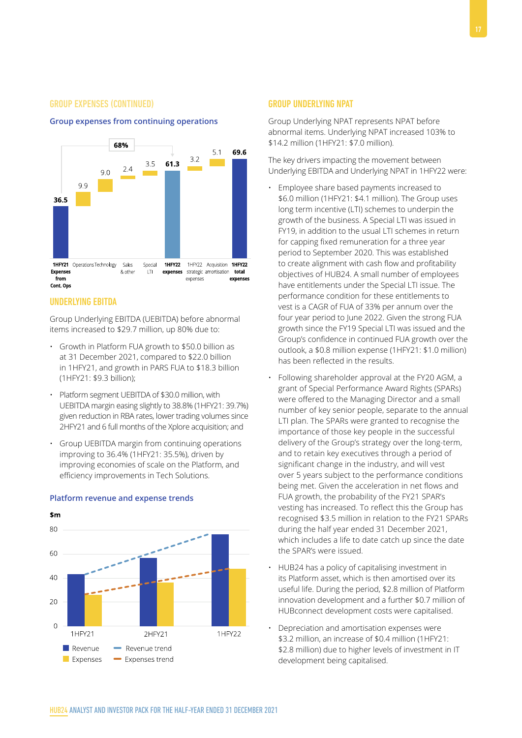## GROUP EXPENSES (CONTINUED)

### Group expenses from continuing operations

| 1HFY21 Expenses from Cont. Ops | Operations | Technology | Sales & other | Special LTI | 1HFY22 expenses | 1HFY22 strategic expenses | Acquisition amortisation | 1HFY22 total expenses |
|---|---|---|---|---|---|---|---|---|
| 36.5 | 9.9 | 9.0 | 2.4 | 3.5 | 61.3 | 3.2 | 5.1 | 69.6 |

68%

## UNDERLYING EBITDA

Group Underlying EBITDA (UEBITDA) before abnormal items increased to $29.7 million, up 80% due to:

- Growth in Platform FUA growth to $50.0 billion as at 31 December 2021, compared to $22.0 billion in 1HFY21, and growth in PARS FUA to $18.3 billion (1HFY21: $9.3 billion);
- Platform segment UEBITDA of $30.0 million, with UEBITDA margin easing slightly to 38.8% (1HFY21: 39.7%) given reduction in RBA rates, lower trading volumes since 2HFY21 and 6 full months of the Xplore acquisition; and
- Group UEBITDA margin from continuing operations improving to 36.4% (1HFY21: 35.5%), driven by improving economies of scale on the Platform, and efficiency improvements in Tech Solutions.

### Platform revenue and expense trends

$m

Legend: Revenue, Expenses, Revenue trend, Expenses trend

Periods: 1HFY21, 2HFY21, 1HFY22

## GROUP UNDERLYING NPAT

Group Underlying NPAT represents NPAT before abnormal items. Underlying NPAT increased 103% to $14.2 million (1HFY21: $7.0 million).

The key drivers impacting the movement between Underlying EBITDA and Underlying NPAT in 1HFY22 were:

- Employee share based payments increased to $6.0 million (1HFY21: $4.1 million). The Group uses long term incentive (LTI) schemes to underpin the growth of the business. A Special LTI was issued in FY19, in addition to the usual LTI schemes in return for capping fixed remuneration for a three year period to September 2020. This was established to create alignment with cash flow and profitability objectives of HUB24. A small number of employees have entitlements under the Special LTI issue. The performance condition for these entitlements to vest is a CAGR of FUA of 33% per annum over the four year period to June 2022. Given the strong FUA growth since the FY19 Special LTI was issued and the Group's confidence in continued FUA growth over the outlook, a $0.8 million expense (1HFY21: $1.0 million) has been reflected in the results.
- Following shareholder approval at the FY20 AGM, a grant of Special Performance Award Rights (SPARs) were offered to the Managing Director and a small number of key senior people, separate to the annual LTI plan. The SPARs were granted to recognise the importance of those key people in the successful delivery of the Group's strategy over the long-term, and to retain key executives through a period of significant change in the industry, and will vest over 5 years subject to the performance conditions being met. Given the acceleration in net flows and FUA growth, the probability of the FY21 SPAR's vesting has increased. To reflect this the Group has recognised $3.5 million in relation to the FY21 SPARs during the half year ended 31 December 2021, which includes a life to date catch up since the date the SPAR's were issued.
- HUB24 has a policy of capitalising investment in its Platform asset, which is then amortised over its useful life. During the period, $2.8 million of Platform innovation development and a further $0.7 million of HUBconnect development costs were capitalised.
- Depreciation and amortisation expenses were $3.2 million, an increase of $0.4 million (1HFY21: $2.8 million) due to higher levels of investment in IT development being capitalised.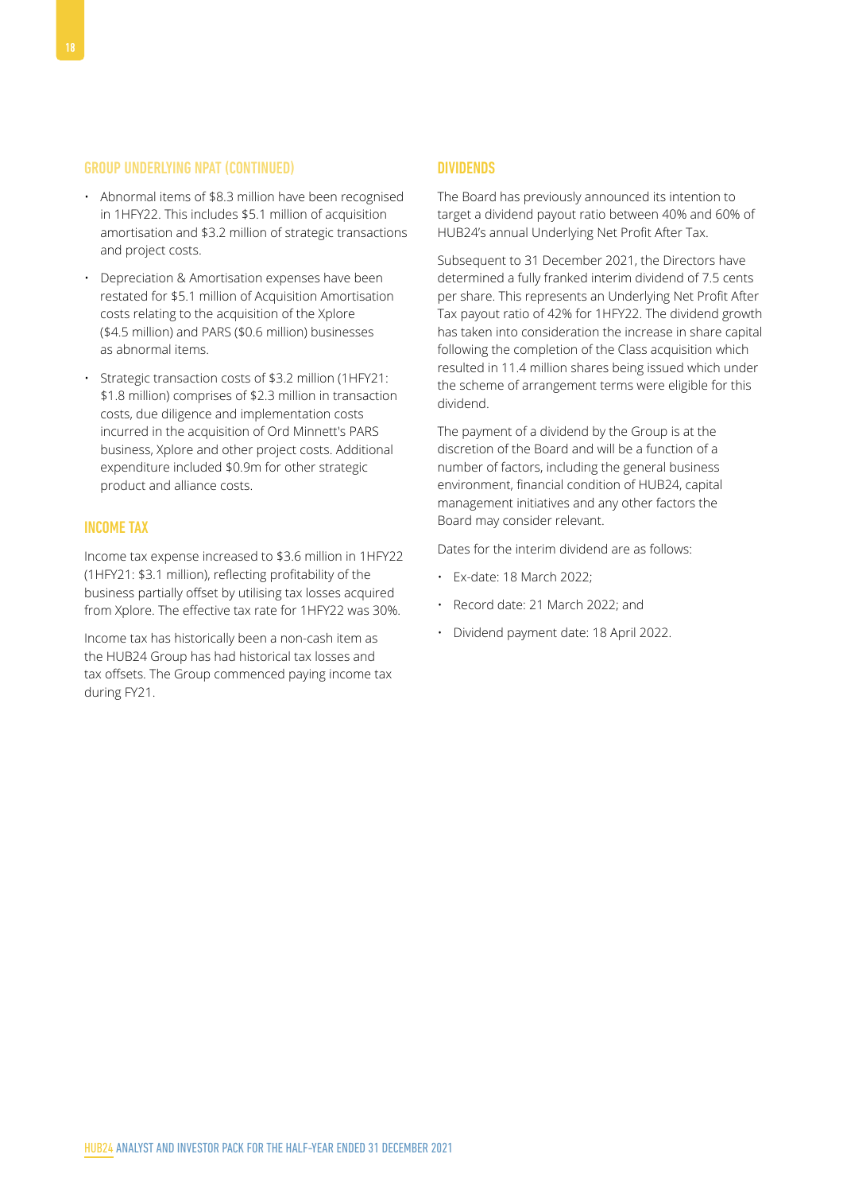## GROUP UNDERLYING NPAT (CONTINUED)

- Abnormal items of $8.3 million have been recognised in 1HFY22. This includes $5.1 million of acquisition amortisation and $3.2 million of strategic transactions and project costs.
- Depreciation & Amortisation expenses have been restated for $5.1 million of Acquisition Amortisation costs relating to the acquisition of the Xplore ($4.5 million) and PARS ($0.6 million) businesses as abnormal items.
- Strategic transaction costs of $3.2 million (1HFY21: $1.8 million) comprises of $2.3 million in transaction costs, due diligence and implementation costs incurred in the acquisition of Ord Minnett's PARS business, Xplore and other project costs. Additional expenditure included $0.9m for other strategic product and alliance costs.

## INCOME TAX

Income tax expense increased to $3.6 million in 1HFY22 (1HFY21: $3.1 million), reflecting profitability of the business partially offset by utilising tax losses acquired from Xplore. The effective tax rate for 1HFY22 was 30%.

Income tax has historically been a non-cash item as the HUB24 Group has had historical tax losses and tax offsets. The Group commenced paying income tax during FY21.

## DIVIDENDS

The Board has previously announced its intention to target a dividend payout ratio between 40% and 60% of HUB24's annual Underlying Net Profit After Tax.

Subsequent to 31 December 2021, the Directors have determined a fully franked interim dividend of 7.5 cents per share. This represents an Underlying Net Profit After Tax payout ratio of 42% for 1HFY22. The dividend growth has taken into consideration the increase in share capital following the completion of the Class acquisition which resulted in 11.4 million shares being issued which under the scheme of arrangement terms were eligible for this dividend.

The payment of a dividend by the Group is at the discretion of the Board and will be a function of a number of factors, including the general business environment, financial condition of HUB24, capital management initiatives and any other factors the Board may consider relevant.

Dates for the interim dividend are as follows:

- Ex-date: 18 March 2022;
- Record date: 21 March 2022; and
- Dividend payment date: 18 April 2022.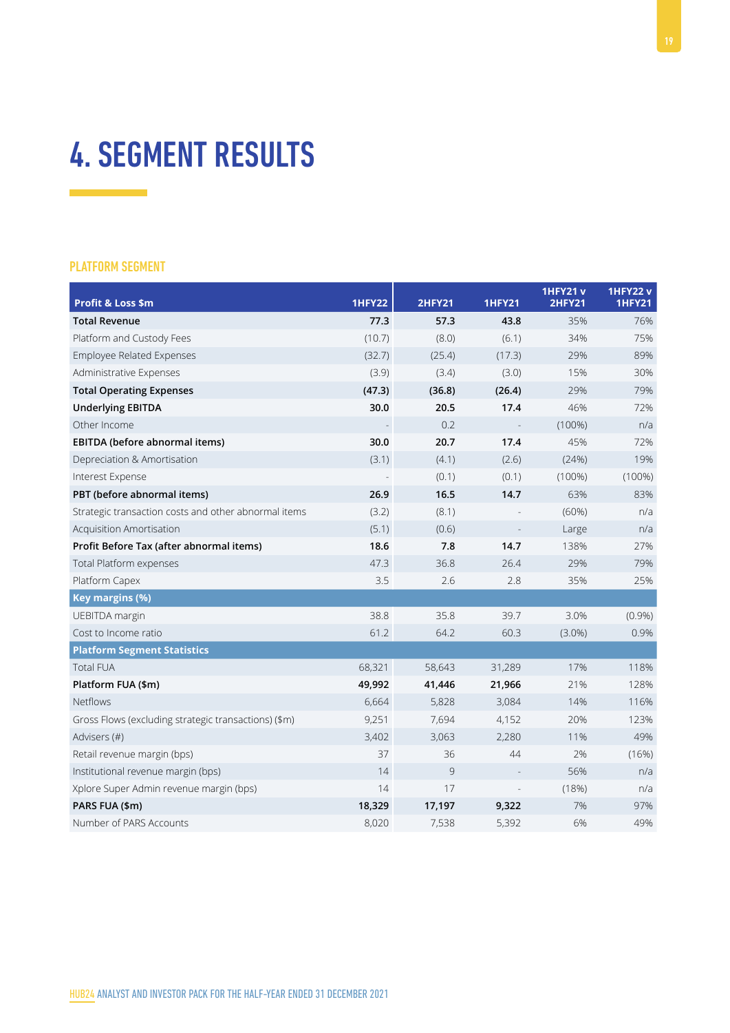# 4. SEGMENT RESULTS

## PLATFORM SEGMENT

| Profit & Loss $m | 1HFY22 | 2HFY21 | 1HFY21 | 1HFY21 v 2HFY21 | 1HFY22 v 1HFY21 |
|---|---|---|---|---|---|
| **Total Revenue** | **77.3** | **57.3** | **43.8** | 35% | 76% |
| Platform and Custody Fees | (10.7) | (8.0) | (6.1) | 34% | 75% |
| Employee Related Expenses | (32.7) | (25.4) | (17.3) | 29% | 89% |
| Administrative Expenses | (3.9) | (3.4) | (3.0) | 15% | 30% |
| **Total Operating Expenses** | **(47.3)** | **(36.8)** | **(26.4)** | 29% | 79% |
| **Underlying EBITDA** | **30.0** | **20.5** | **17.4** | 46% | 72% |
| Other Income | - | 0.2 | - | (100%) | n/a |
| **EBITDA (before abnormal items)** | **30.0** | **20.7** | **17.4** | 45% | 72% |
| Depreciation & Amortisation | (3.1) | (4.1) | (2.6) | (24%) | 19% |
| Interest Expense | - | (0.1) | (0.1) | (100%) | (100%) |
| **PBT (before abnormal items)** | **26.9** | **16.5** | **14.7** | 63% | 83% |
| Strategic transaction costs and other abnormal items | (3.2) | (8.1) | - | (60%) | n/a |
| Acquisition Amortisation | (5.1) | (0.6) | - | Large | n/a |
| **Profit Before Tax (after abnormal items)** | **18.6** | **7.8** | **14.7** | 138% | 27% |
| Total Platform expenses | 47.3 | 36.8 | 26.4 | 29% | 79% |
| Platform Capex | 3.5 | 2.6 | 2.8 | 35% | 25% |
| **Key margins (%)** | | | | | |
| UEBITDA margin | 38.8 | 35.8 | 39.7 | 3.0% | (0.9%) |
| Cost to Income ratio | 61.2 | 64.2 | 60.3 | (3.0%) | 0.9% |
| **Platform Segment Statistics** | | | | | |
| Total FUA | 68,321 | 58,643 | 31,289 | 17% | 118% |
| **Platform FUA ($m)** | **49,992** | **41,446** | **21,966** | 21% | 128% |
| Netflows | 6,664 | 5,828 | 3,084 | 14% | 116% |
| Gross Flows (excluding strategic transactions) ($m) | 9,251 | 7,694 | 4,152 | 20% | 123% |
| Advisers (#) | 3,402 | 3,063 | 2,280 | 11% | 49% |
| Retail revenue margin (bps) | 37 | 36 | 44 | 2% | (16%) |
| Institutional revenue margin (bps) | 14 | 9 | - | 56% | n/a |
| Xplore Super Admin revenue margin (bps) | 14 | 17 | - | (18%) | n/a |
| **PARS FUA ($m)** | **18,329** | **17,197** | **9,322** | 7% | 97% |
| Number of PARS Accounts | 8,020 | 7,538 | 5,392 | 6% | 49% |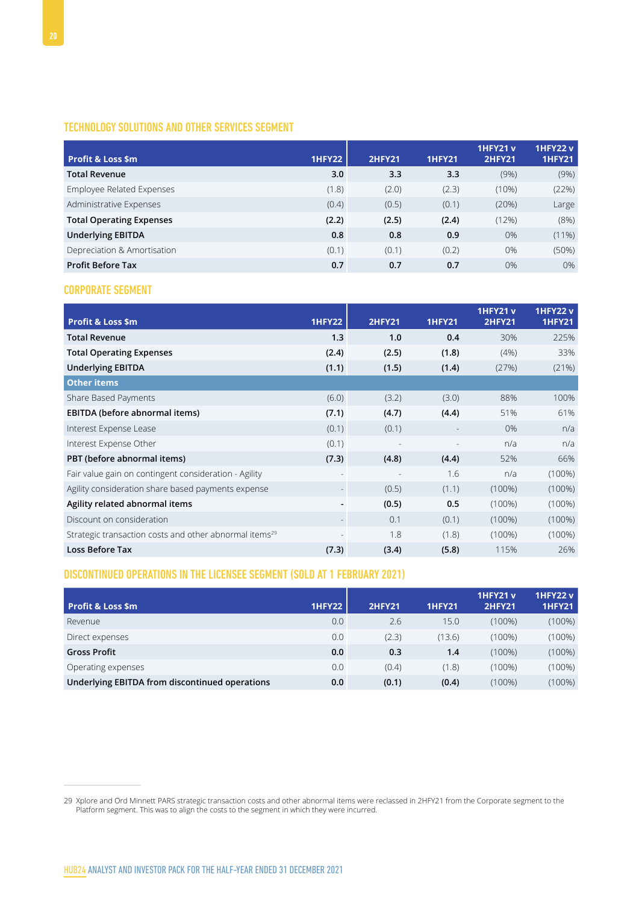## TECHNOLOGY SOLUTIONS AND OTHER SERVICES SEGMENT

| Profit & Loss $m | 1HFY22 | 2HFY21 | 1HFY21 | 1HFY21 v 2HFY21 | 1HFY22 v 1HFY21 |
|---|---|---|---|---|---|
| **Total Revenue** | **3.0** | **3.3** | **3.3** | (9%) | (9%) |
| Employee Related Expenses | (1.8) | (2.0) | (2.3) | (10%) | (22%) |
| Administrative Expenses | (0.4) | (0.5) | (0.1) | (20%) | Large |
| **Total Operating Expenses** | **(2.2)** | **(2.5)** | **(2.4)** | (12%) | (8%) |
| **Underlying EBITDA** | **0.8** | **0.8** | **0.9** | 0% | (11%) |
| Depreciation & Amortisation | (0.1) | (0.1) | (0.2) | 0% | (50%) |
| **Profit Before Tax** | **0.7** | **0.7** | **0.7** | 0% | 0% |

## CORPORATE SEGMENT

| Profit & Loss $m | 1HFY22 | 2HFY21 | 1HFY21 | 1HFY21 v 2HFY21 | 1HFY22 v 1HFY21 |
|---|---|---|---|---|---|
| **Total Revenue** | **1.3** | **1.0** | **0.4** | 30% | 225% |
| **Total Operating Expenses** | **(2.4)** | **(2.5)** | **(1.8)** | (4%) | 33% |
| **Underlying EBITDA** | **(1.1)** | **(1.5)** | **(1.4)** | (27%) | (21%) |
| **Other items** | | | | | |
| Share Based Payments | (6.0) | (3.2) | (3.0) | 88% | 100% |
| **EBITDA (before abnormal items)** | **(7.1)** | **(4.7)** | **(4.4)** | 51% | 61% |
| Interest Expense Lease | (0.1) | (0.1) | - | 0% | n/a |
| Interest Expense Other | (0.1) | - | - | n/a | n/a |
| **PBT (before abnormal items)** | **(7.3)** | **(4.8)** | **(4.4)** | 52% | 66% |
| Fair value gain on contingent consideration - Agility | - | - | 1.6 | n/a | (100%) |
| Agility consideration share based payments expense | - | (0.5) | (1.1) | (100%) | (100%) |
| **Agility related abnormal items** | **-** | **(0.5)** | **0.5** | (100%) | (100%) |
| Discount on consideration | - | 0.1 | (0.1) | (100%) | (100%) |
| Strategic transaction costs and other abnormal items[29] | - | 1.8 | (1.8) | (100%) | (100%) |
| **Loss Before Tax** | **(7.3)** | **(3.4)** | **(5.8)** | 115% | 26% |

## DISCONTINUED OPERATIONS IN THE LICENSEE SEGMENT (SOLD AT 1 FEBRUARY 2021)

| Profit & Loss $m | 1HFY22 | 2HFY21 | 1HFY21 | 1HFY21 v 2HFY21 | 1HFY22 v 1HFY21 |
|---|---|---|---|---|---|
| Revenue | 0.0 | 2.6 | 15.0 | (100%) | (100%) |
| Direct expenses | 0.0 | (2.3) | (13.6) | (100%) | (100%) |
| **Gross Profit** | **0.0** | **0.3** | **1.4** | (100%) | (100%) |
| Operating expenses | 0.0 | (0.4) | (1.8) | (100%) | (100%) |
| **Underlying EBITDA from discontinued operations** | **0.0** | **(0.1)** | **(0.4)** | (100%) | (100%) |

29 Xplore and Ord Minnett PARS strategic transaction costs and other abnormal items were reclassed in 2HFY21 from the Corporate segment to the Platform segment. This was to align the costs to the segment in which they were incurred.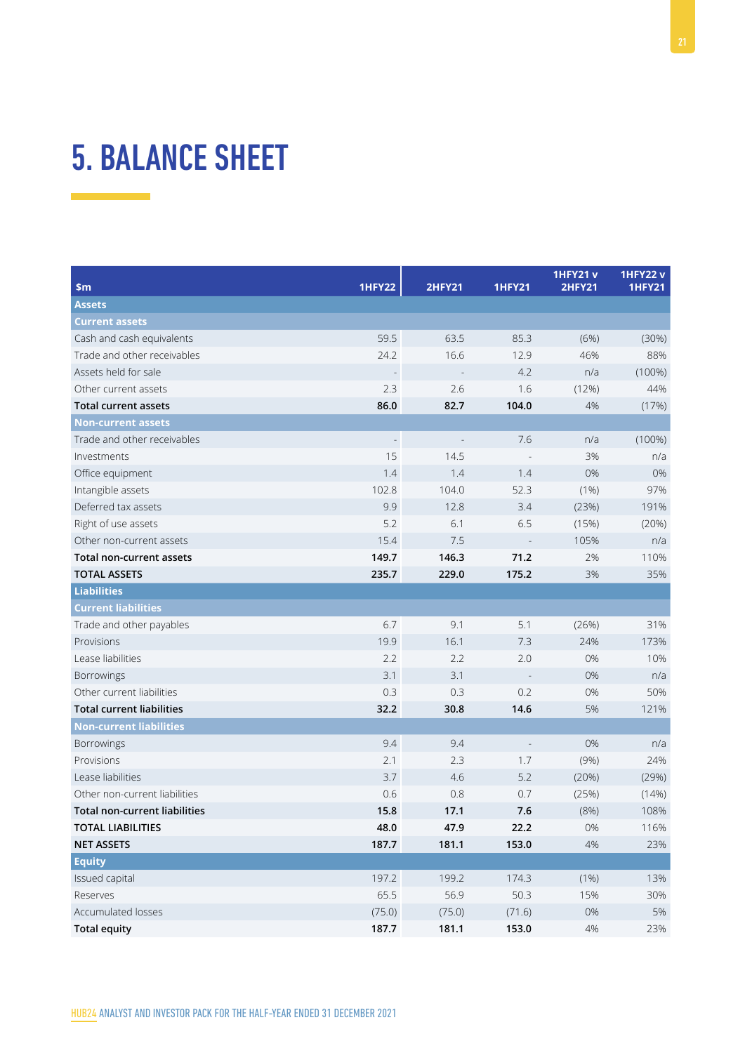# 5. BALANCE SHEET

| $m | 1HFY22 | 2HFY21 | 1HFY21 | 1HFY21 v 2HFY21 | 1HFY22 v 1HFY21 |
|---|---|---|---|---|---|
| **Assets** | | | | | |
| **Current assets** | | | | | |
| Cash and cash equivalents | 59.5 | 63.5 | 85.3 | (6%) | (30%) |
| Trade and other receivables | 24.2 | 16.6 | 12.9 | 46% | 88% |
| Assets held for sale | - | - | 4.2 | n/a | (100%) |
| Other current assets | 2.3 | 2.6 | 1.6 | (12%) | 44% |
| **Total current assets** | **86.0** | **82.7** | **104.0** | 4% | (17%) |
| **Non-current assets** | | | | | |
| Trade and other receivables | - | - | 7.6 | n/a | (100%) |
| Investments | 15 | 14.5 | - | 3% | n/a |
| Office equipment | 1.4 | 1.4 | 1.4 | 0% | 0% |
| Intangible assets | 102.8 | 104.0 | 52.3 | (1%) | 97% |
| Deferred tax assets | 9.9 | 12.8 | 3.4 | (23%) | 191% |
| Right of use assets | 5.2 | 6.1 | 6.5 | (15%) | (20%) |
| Other non-current assets | 15.4 | 7.5 | - | 105% | n/a |
| **Total non-current assets** | **149.7** | **146.3** | **71.2** | 2% | 110% |
| **TOTAL ASSETS** | **235.7** | **229.0** | **175.2** | 3% | 35% |
| **Liabilities** | | | | | |
| **Current liabilities** | | | | | |
| Trade and other payables | 6.7 | 9.1 | 5.1 | (26%) | 31% |
| Provisions | 19.9 | 16.1 | 7.3 | 24% | 173% |
| Lease liabilities | 2.2 | 2.2 | 2.0 | 0% | 10% |
| Borrowings | 3.1 | 3.1 | - | 0% | n/a |
| Other current liabilities | 0.3 | 0.3 | 0.2 | 0% | 50% |
| **Total current liabilities** | **32.2** | **30.8** | **14.6** | 5% | 121% |
| **Non-current liabilities** | | | | | |
| Borrowings | 9.4 | 9.4 | - | 0% | n/a |
| Provisions | 2.1 | 2.3 | 1.7 | (9%) | 24% |
| Lease liabilities | 3.7 | 4.6 | 5.2 | (20%) | (29%) |
| Other non-current liabilities | 0.6 | 0.8 | 0.7 | (25%) | (14%) |
| **Total non-current liabilities** | **15.8** | **17.1** | **7.6** | (8%) | 108% |
| **TOTAL LIABILITIES** | **48.0** | **47.9** | **22.2** | 0% | 116% |
| **NET ASSETS** | **187.7** | **181.1** | **153.0** | 4% | 23% |
| **Equity** | | | | | |
| Issued capital | 197.2 | 199.2 | 174.3 | (1%) | 13% |
| Reserves | 65.5 | 56.9 | 50.3 | 15% | 30% |
| Accumulated losses | (75.0) | (75.0) | (71.6) | 0% | 5% |
| **Total equity** | **187.7** | **181.1** | **153.0** | 4% | 23% |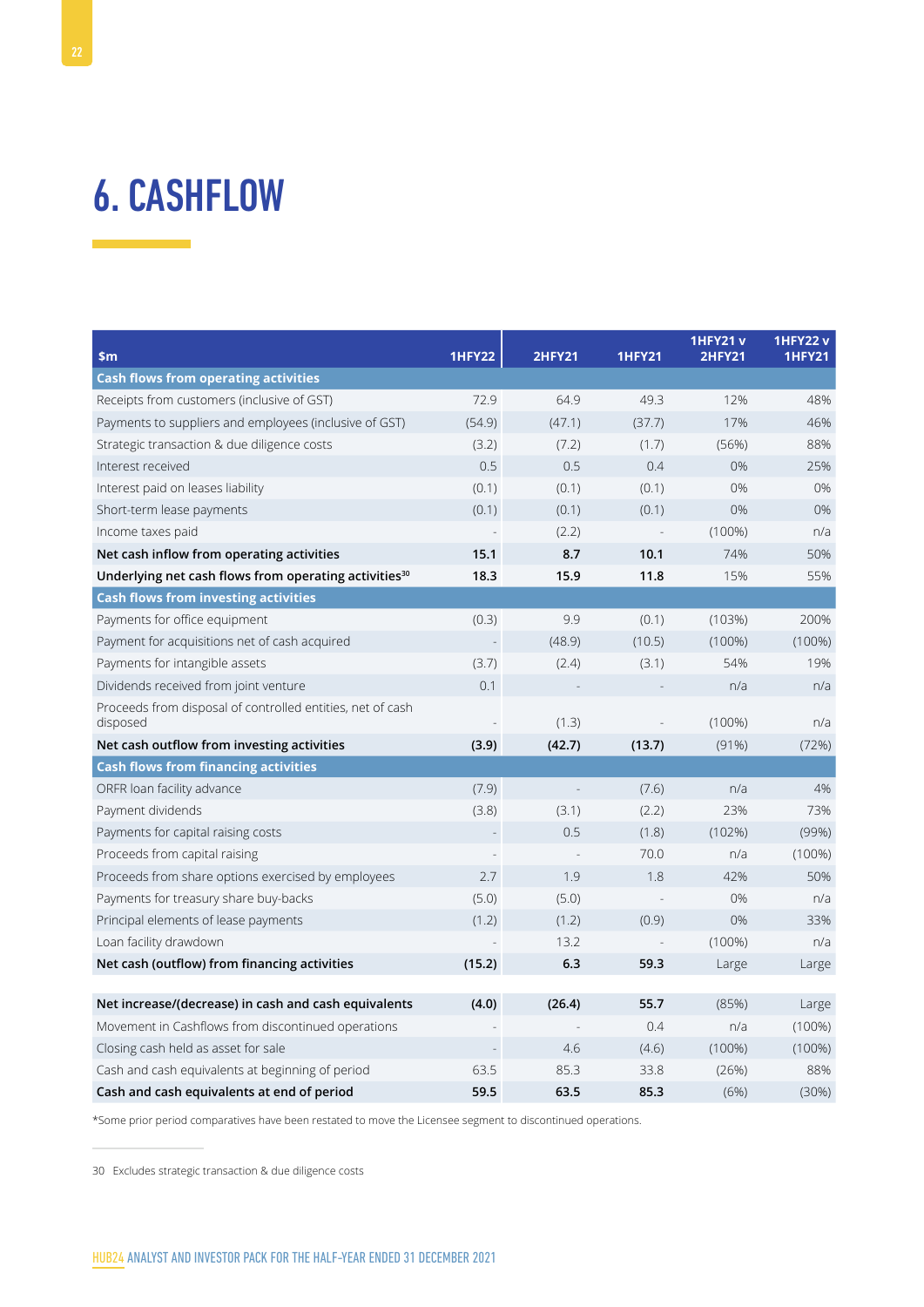# 6. CASHFLOW

| $m | 1HFY22 | 2HFY21 | 1HFY21 | 1HFY21 v 2HFY21 | 1HFY22 v 1HFY21 |
|---|---|---|---|---|---|
| **Cash flows from operating activities** | | | | | |
| Receipts from customers (inclusive of GST) | 72.9 | 64.9 | 49.3 | 12% | 48% |
| Payments to suppliers and employees (inclusive of GST) | (54.9) | (47.1) | (37.7) | 17% | 46% |
| Strategic transaction & due diligence costs | (3.2) | (7.2) | (1.7) | (56%) | 88% |
| Interest received | 0.5 | 0.5 | 0.4 | 0% | 25% |
| Interest paid on leases liability | (0.1) | (0.1) | (0.1) | 0% | 0% |
| Short-term lease payments | (0.1) | (0.1) | (0.1) | 0% | 0% |
| Income taxes paid | - | (2.2) | - | (100%) | n/a |
| **Net cash inflow from operating activities** | **15.1** | **8.7** | **10.1** | 74% | 50% |
| **Underlying net cash flows from operating activities[30]** | **18.3** | **15.9** | **11.8** | 15% | 55% |
| **Cash flows from investing activities** | | | | | |
| Payments for office equipment | (0.3) | 9.9 | (0.1) | (103%) | 200% |
| Payment for acquisitions net of cash acquired | - | (48.9) | (10.5) | (100%) | (100%) |
| Payments for intangible assets | (3.7) | (2.4) | (3.1) | 54% | 19% |
| Dividends received from joint venture | 0.1 | - | - | n/a | n/a |
| Proceeds from disposal of controlled entities, net of cash disposed | - | (1.3) | - | (100%) | n/a |
| **Net cash outflow from investing activities** | **(3.9)** | **(42.7)** | **(13.7)** | (91%) | (72%) |
| **Cash flows from financing activities** | | | | | |
| ORFR loan facility advance | (7.9) | - | (7.6) | n/a | 4% |
| Payment dividends | (3.8) | (3.1) | (2.2) | 23% | 73% |
| Payments for capital raising costs | - | 0.5 | (1.8) | (102%) | (99%) |
| Proceeds from capital raising | - | - | 70.0 | n/a | (100%) |
| Proceeds from share options exercised by employees | 2.7 | 1.9 | 1.8 | 42% | 50% |
| Payments for treasury share buy-backs | (5.0) | (5.0) | - | 0% | n/a |
| Principal elements of lease payments | (1.2) | (1.2) | (0.9) | 0% | 33% |
| Loan facility drawdown | - | 13.2 | - | (100%) | n/a |
| **Net cash (outflow) from financing activities** | **(15.2)** | **6.3** | **59.3** | Large | Large |
| | | | | | |
| **Net increase/(decrease) in cash and cash equivalents** | **(4.0)** | **(26.4)** | **55.7** | (85%) | Large |
| Movement in Cashflows from discontinued operations | - | - | 0.4 | n/a | (100%) |
| Closing cash held as asset for sale | - | 4.6 | (4.6) | (100%) | (100%) |
| Cash and cash equivalents at beginning of period | 63.5 | 85.3 | 33.8 | (26%) | 88% |
| **Cash and cash equivalents at end of period** | **59.5** | **63.5** | **85.3** | (6%) | (30%) |

*Some prior period comparatives have been restated to move the Licensee segment to discontinued operations.

30 Excludes strategic transaction & due diligence costs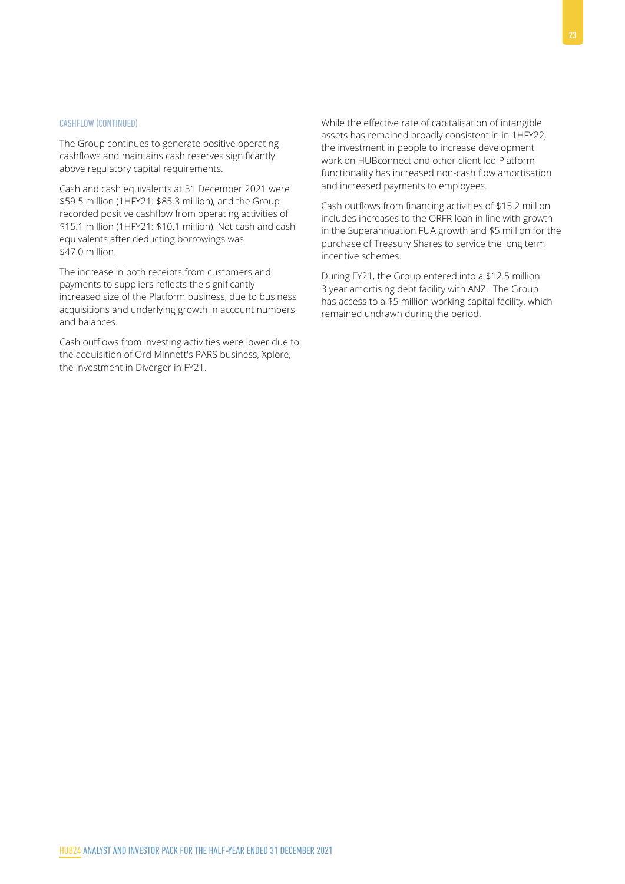### CASHFLOW (CONTINUED)

The Group continues to generate positive operating cashflows and maintains cash reserves significantly above regulatory capital requirements.

Cash and cash equivalents at 31 December 2021 were $59.5 million (1HFY21: $85.3 million), and the Group recorded positive cashflow from operating activities of $15.1 million (1HFY21: $10.1 million). Net cash and cash equivalents after deducting borrowings was $47.0 million.

The increase in both receipts from customers and payments to suppliers reflects the significantly increased size of the Platform business, due to business acquisitions and underlying growth in account numbers and balances.

Cash outflows from investing activities were lower due to the acquisition of Ord Minnett's PARS business, Xplore, the investment in Diverger in FY21.

While the effective rate of capitalisation of intangible assets has remained broadly consistent in in 1HFY22, the investment in people to increase development work on HUBconnect and other client led Platform functionality has increased non-cash flow amortisation and increased payments to employees.

Cash outflows from financing activities of $15.2 million includes increases to the ORFR loan in line with growth in the Superannuation FUA growth and $5 million for the purchase of Treasury Shares to service the long term incentive schemes.

During FY21, the Group entered into a $12.5 million 3 year amortising debt facility with ANZ. The Group has access to a $5 million working capital facility, which remained undrawn during the period.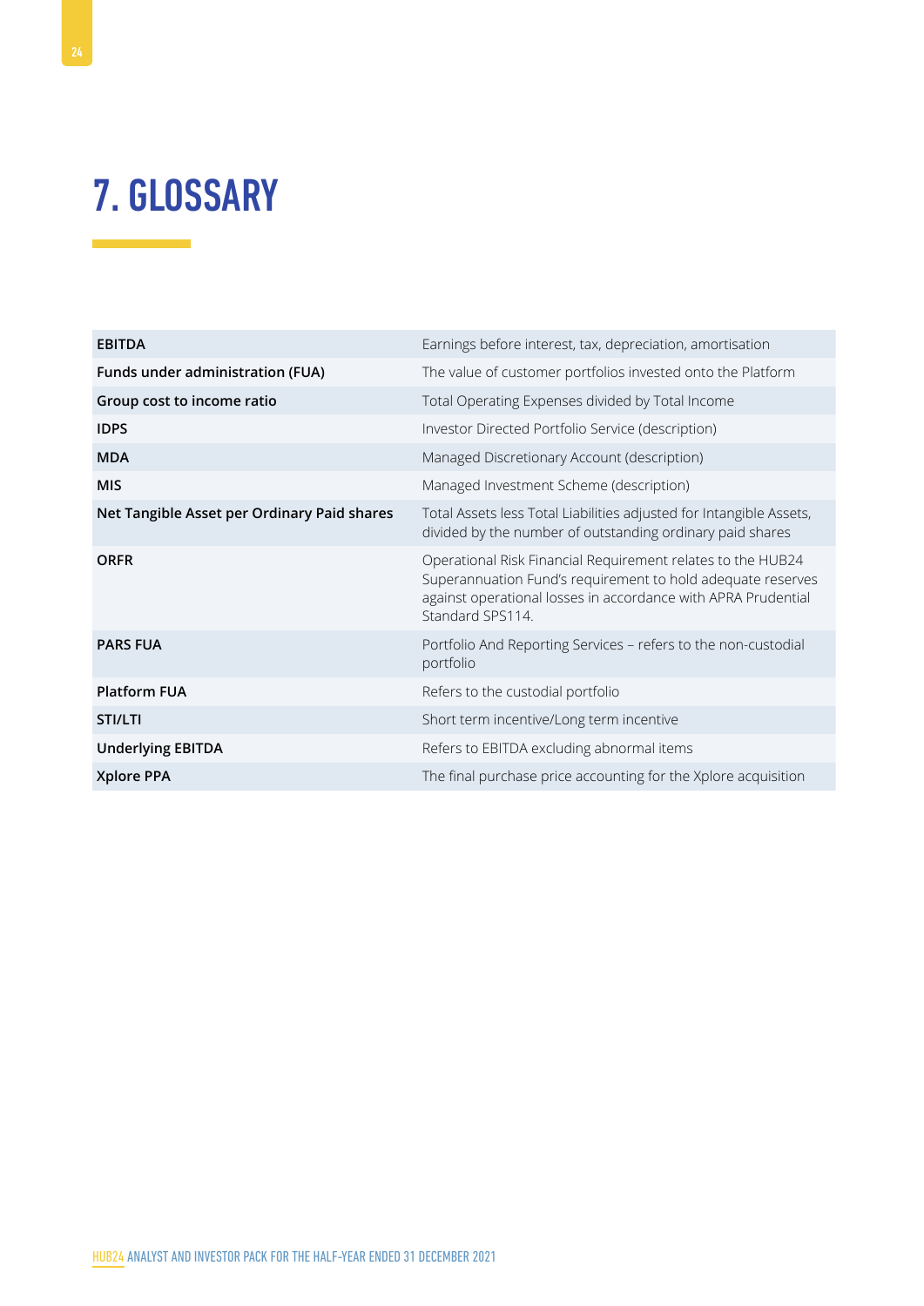# 7. GLOSSARY

| | |
|---|---|
| **EBITDA** | Earnings before interest, tax, depreciation, amortisation |
| **Funds under administration (FUA)** | The value of customer portfolios invested onto the Platform |
| **Group cost to income ratio** | Total Operating Expenses divided by Total Income |
| **IDPS** | Investor Directed Portfolio Service (description) |
| **MDA** | Managed Discretionary Account (description) |
| **MIS** | Managed Investment Scheme (description) |
| **Net Tangible Asset per Ordinary Paid shares** | Total Assets less Total Liabilities adjusted for Intangible Assets, divided by the number of outstanding ordinary paid shares |
| **ORFR** | Operational Risk Financial Requirement relates to the HUB24 Superannuation Fund's requirement to hold adequate reserves against operational losses in accordance with APRA Prudential Standard SPS114. |
| **PARS FUA** | Portfolio And Reporting Services – refers to the non-custodial portfolio |
| **Platform FUA** | Refers to the custodial portfolio |
| **STI/LTI** | Short term incentive/Long term incentive |
| **Underlying EBITDA** | Refers to EBITDA excluding abnormal items |
| **Xplore PPA** | The final purchase price accounting for the Xplore acquisition |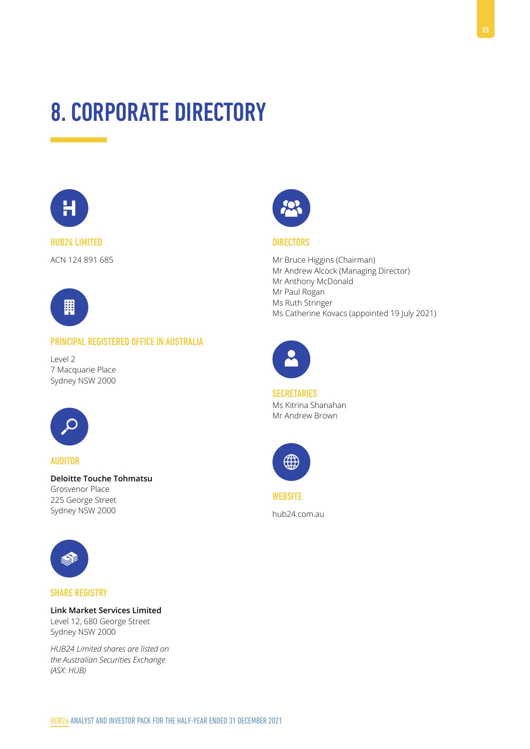# 8. CORPORATE DIRECTORY

## HUB24 LIMITED

ACN 124 891 685

## PRINCIPAL REGISTERED OFFICE IN AUSTRALIA

Level 2
7 Macquarie Place
Sydney NSW 2000

## AUDITOR

**Deloitte Touche Tohmatsu**
Grosvenor Place
225 George Street
Sydney NSW 2000

## SHARE REGISTRY

**Link Market Services Limited**
Level 12, 680 George Street
Sydney NSW 2000

*HUB24 Limited shares are listed on the Australian Securities Exchange (ASX: HUB)*

## DIRECTORS

Mr Bruce Higgins (Chairman)
Mr Andrew Alcock (Managing Director)
Mr Anthony McDonald
Mr Paul Rogan
Ms Ruth Stringer
Ms Catherine Kovacs (appointed 19 July 2021)

## SECRETARIES

Ms Kitrina Shanahan
Mr Andrew Brown

## WEBSITE

hub24.com.au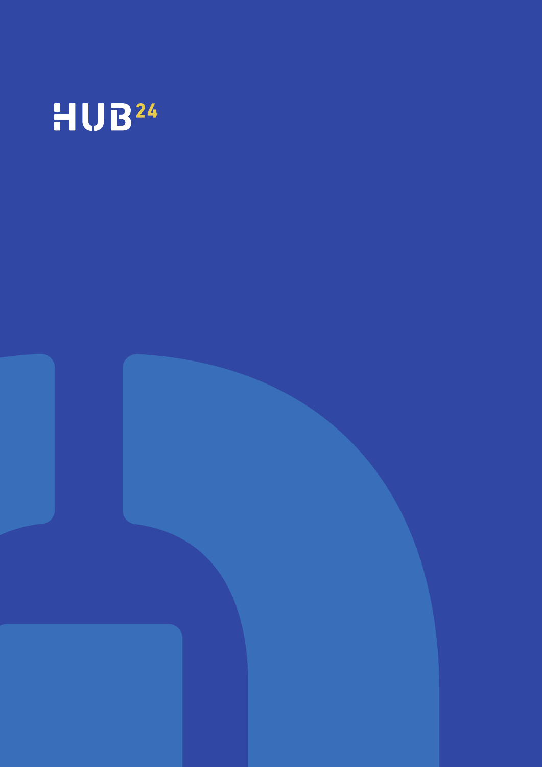HUB24